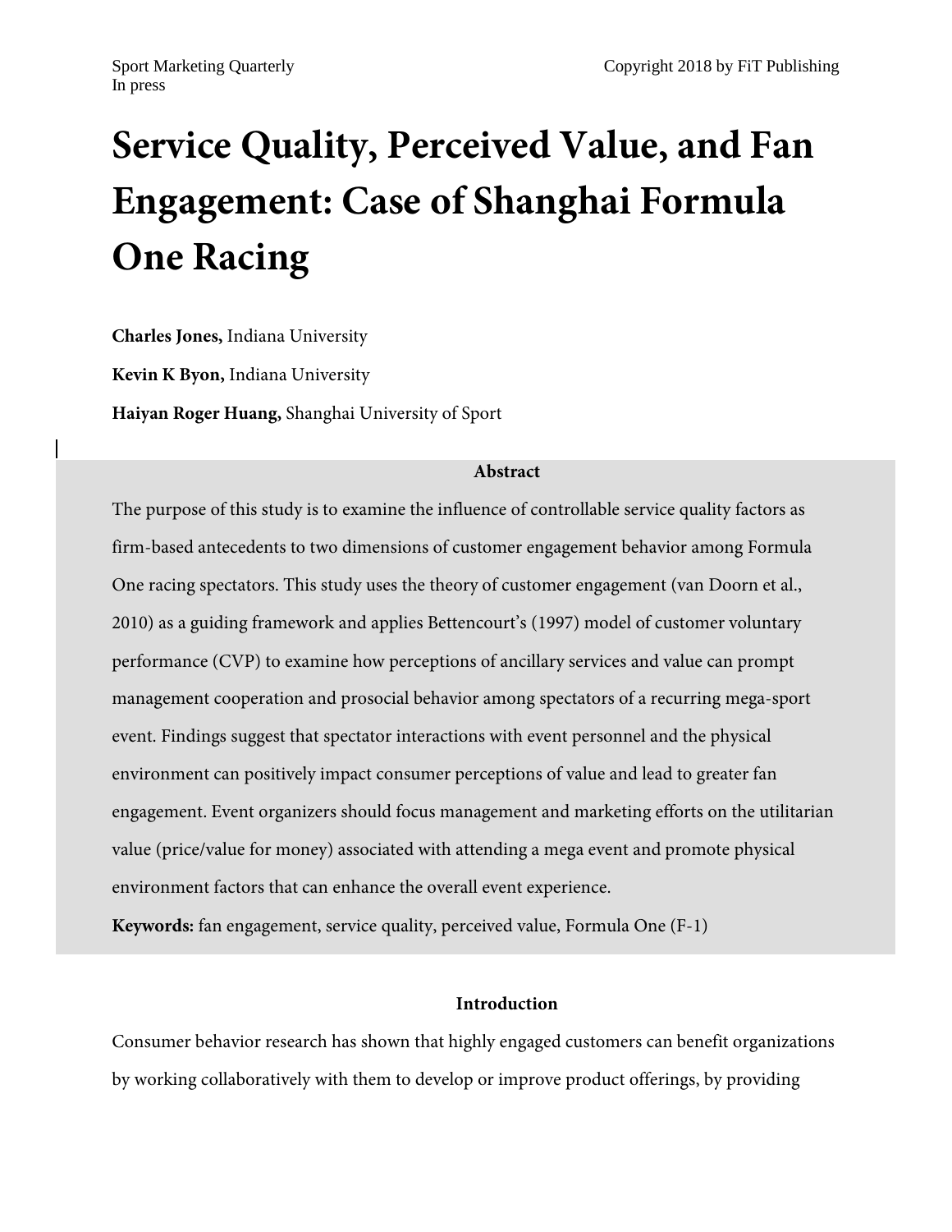Sport Marketing Quarterly
In press

Copyright 2018 by FiT Publishing

# Service Quality, Perceived Value, and Fan Engagement: Case of Shanghai Formula One Racing

**Charles Jones,** Indiana University

**Kevin K Byon,** Indiana University

**Haiyan Roger Huang,** Shanghai University of Sport

**Abstract**

The purpose of this study is to examine the influence of controllable service quality factors as firm-based antecedents to two dimensions of customer engagement behavior among Formula One racing spectators. This study uses the theory of customer engagement (van Doorn et al., 2010) as a guiding framework and applies Bettencourt's (1997) model of customer voluntary performance (CVP) to examine how perceptions of ancillary services and value can prompt management cooperation and prosocial behavior among spectators of a recurring mega-sport event. Findings suggest that spectator interactions with event personnel and the physical environment can positively impact consumer perceptions of value and lead to greater fan engagement. Event organizers should focus management and marketing efforts on the utilitarian value (price/value for money) associated with attending a mega event and promote physical environment factors that can enhance the overall event experience.

**Keywords:** fan engagement, service quality, perceived value, Formula One (F-1)

## Introduction

Consumer behavior research has shown that highly engaged customers can benefit organizations by working collaboratively with them to develop or improve product offerings, by providing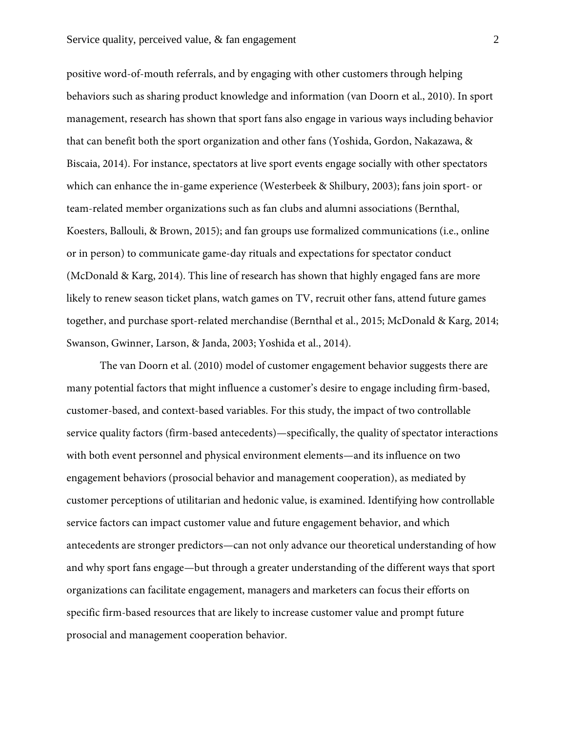positive word-of-mouth referrals, and by engaging with other customers through helping behaviors such as sharing product knowledge and information (van Doorn et al., 2010). In sport management, research has shown that sport fans also engage in various ways including behavior that can benefit both the sport organization and other fans (Yoshida, Gordon, Nakazawa, & Biscaia, 2014). For instance, spectators at live sport events engage socially with other spectators which can enhance the in-game experience (Westerbeek & Shilbury, 2003); fans join sport- or team-related member organizations such as fan clubs and alumni associations (Bernthal, Koesters, Ballouli, & Brown, 2015); and fan groups use formalized communications (i.e., online or in person) to communicate game-day rituals and expectations for spectator conduct (McDonald & Karg, 2014). This line of research has shown that highly engaged fans are more likely to renew season ticket plans, watch games on TV, recruit other fans, attend future games together, and purchase sport-related merchandise (Bernthal et al., 2015; McDonald & Karg, 2014; Swanson, Gwinner, Larson, & Janda, 2003; Yoshida et al., 2014).

The van Doorn et al. (2010) model of customer engagement behavior suggests there are many potential factors that might influence a customer's desire to engage including firm-based, customer-based, and context-based variables. For this study, the impact of two controllable service quality factors (firm-based antecedents)—specifically, the quality of spectator interactions with both event personnel and physical environment elements—and its influence on two engagement behaviors (prosocial behavior and management cooperation), as mediated by customer perceptions of utilitarian and hedonic value, is examined. Identifying how controllable service factors can impact customer value and future engagement behavior, and which antecedents are stronger predictors—can not only advance our theoretical understanding of how and why sport fans engage—but through a greater understanding of the different ways that sport organizations can facilitate engagement, managers and marketers can focus their efforts on specific firm-based resources that are likely to increase customer value and prompt future prosocial and management cooperation behavior.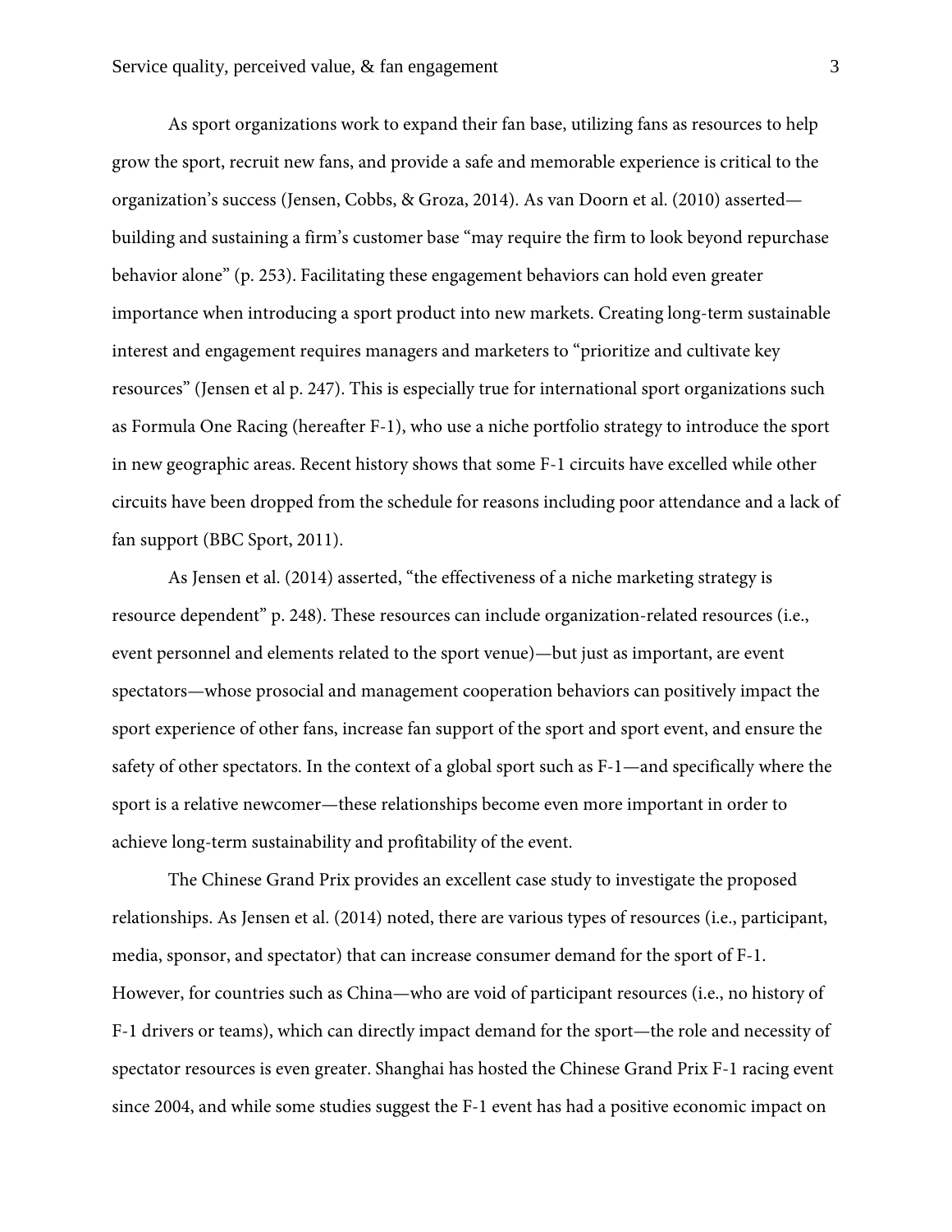As sport organizations work to expand their fan base, utilizing fans as resources to help grow the sport, recruit new fans, and provide a safe and memorable experience is critical to the organization's success (Jensen, Cobbs, & Groza, 2014). As van Doorn et al. (2010) asserted—building and sustaining a firm's customer base "may require the firm to look beyond repurchase behavior alone" (p. 253). Facilitating these engagement behaviors can hold even greater importance when introducing a sport product into new markets. Creating long-term sustainable interest and engagement requires managers and marketers to "prioritize and cultivate key resources" (Jensen et al p. 247). This is especially true for international sport organizations such as Formula One Racing (hereafter F-1), who use a niche portfolio strategy to introduce the sport in new geographic areas. Recent history shows that some F-1 circuits have excelled while other circuits have been dropped from the schedule for reasons including poor attendance and a lack of fan support (BBC Sport, 2011).

As Jensen et al. (2014) asserted, "the effectiveness of a niche marketing strategy is resource dependent" p. 248). These resources can include organization-related resources (i.e., event personnel and elements related to the sport venue)—but just as important, are event spectators—whose prosocial and management cooperation behaviors can positively impact the sport experience of other fans, increase fan support of the sport and sport event, and ensure the safety of other spectators. In the context of a global sport such as F-1—and specifically where the sport is a relative newcomer—these relationships become even more important in order to achieve long-term sustainability and profitability of the event.

The Chinese Grand Prix provides an excellent case study to investigate the proposed relationships. As Jensen et al. (2014) noted, there are various types of resources (i.e., participant, media, sponsor, and spectator) that can increase consumer demand for the sport of F-1. However, for countries such as China—who are void of participant resources (i.e., no history of F-1 drivers or teams), which can directly impact demand for the sport—the role and necessity of spectator resources is even greater. Shanghai has hosted the Chinese Grand Prix F-1 racing event since 2004, and while some studies suggest the F-1 event has had a positive economic impact on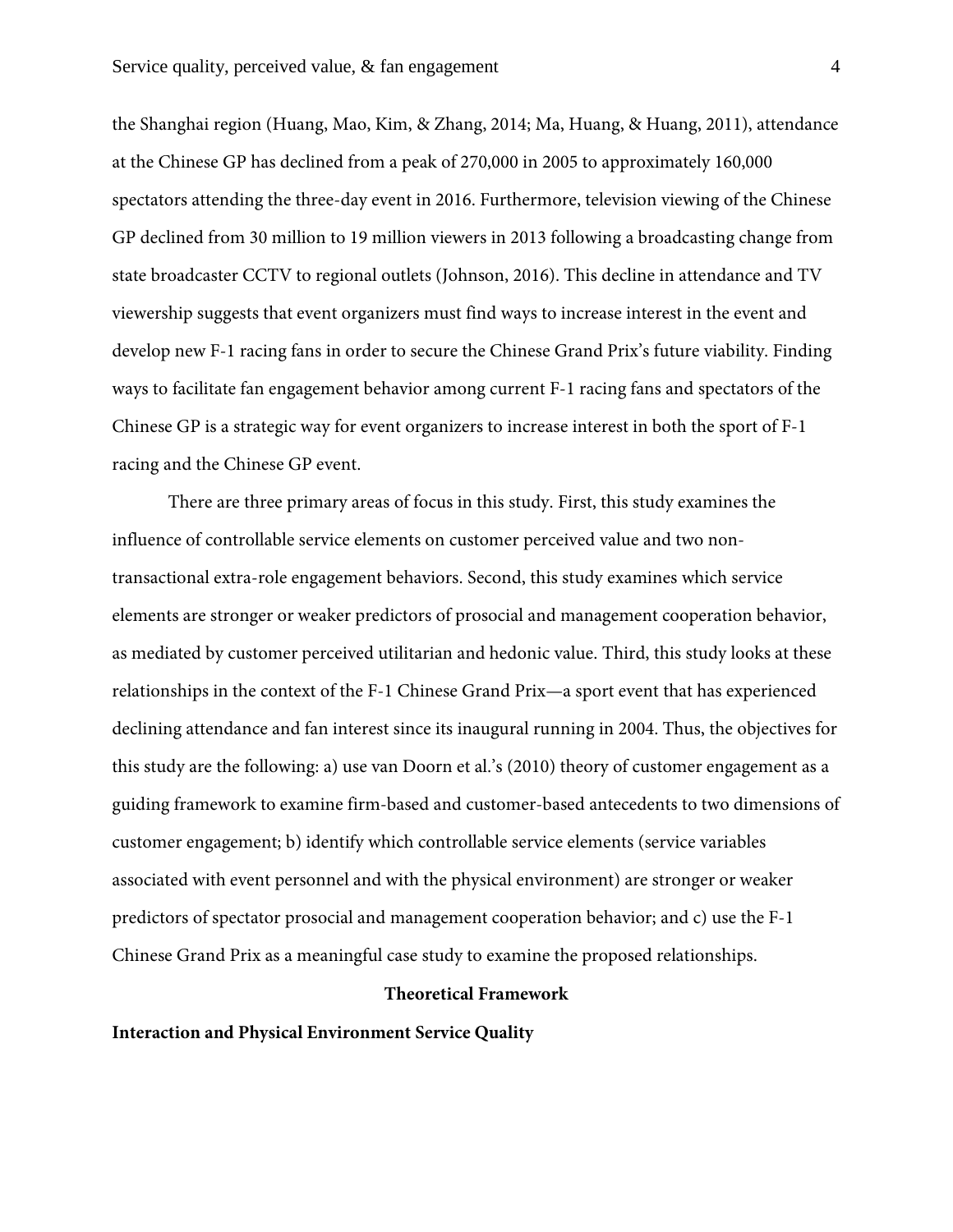the Shanghai region (Huang, Mao, Kim, & Zhang, 2014; Ma, Huang, & Huang, 2011), attendance at the Chinese GP has declined from a peak of 270,000 in 2005 to approximately 160,000 spectators attending the three-day event in 2016. Furthermore, television viewing of the Chinese GP declined from 30 million to 19 million viewers in 2013 following a broadcasting change from state broadcaster CCTV to regional outlets (Johnson, 2016). This decline in attendance and TV viewership suggests that event organizers must find ways to increase interest in the event and develop new F-1 racing fans in order to secure the Chinese Grand Prix's future viability. Finding ways to facilitate fan engagement behavior among current F-1 racing fans and spectators of the Chinese GP is a strategic way for event organizers to increase interest in both the sport of F-1 racing and the Chinese GP event.

There are three primary areas of focus in this study. First, this study examines the influence of controllable service elements on customer perceived value and two non-transactional extra-role engagement behaviors. Second, this study examines which service elements are stronger or weaker predictors of prosocial and management cooperation behavior, as mediated by customer perceived utilitarian and hedonic value. Third, this study looks at these relationships in the context of the F-1 Chinese Grand Prix—a sport event that has experienced declining attendance and fan interest since its inaugural running in 2004. Thus, the objectives for this study are the following: a) use van Doorn et al.'s (2010) theory of customer engagement as a guiding framework to examine firm-based and customer-based antecedents to two dimensions of customer engagement; b) identify which controllable service elements (service variables associated with event personnel and with the physical environment) are stronger or weaker predictors of spectator prosocial and management cooperation behavior; and c) use the F-1 Chinese Grand Prix as a meaningful case study to examine the proposed relationships.

## Theoretical Framework

### Interaction and Physical Environment Service Quality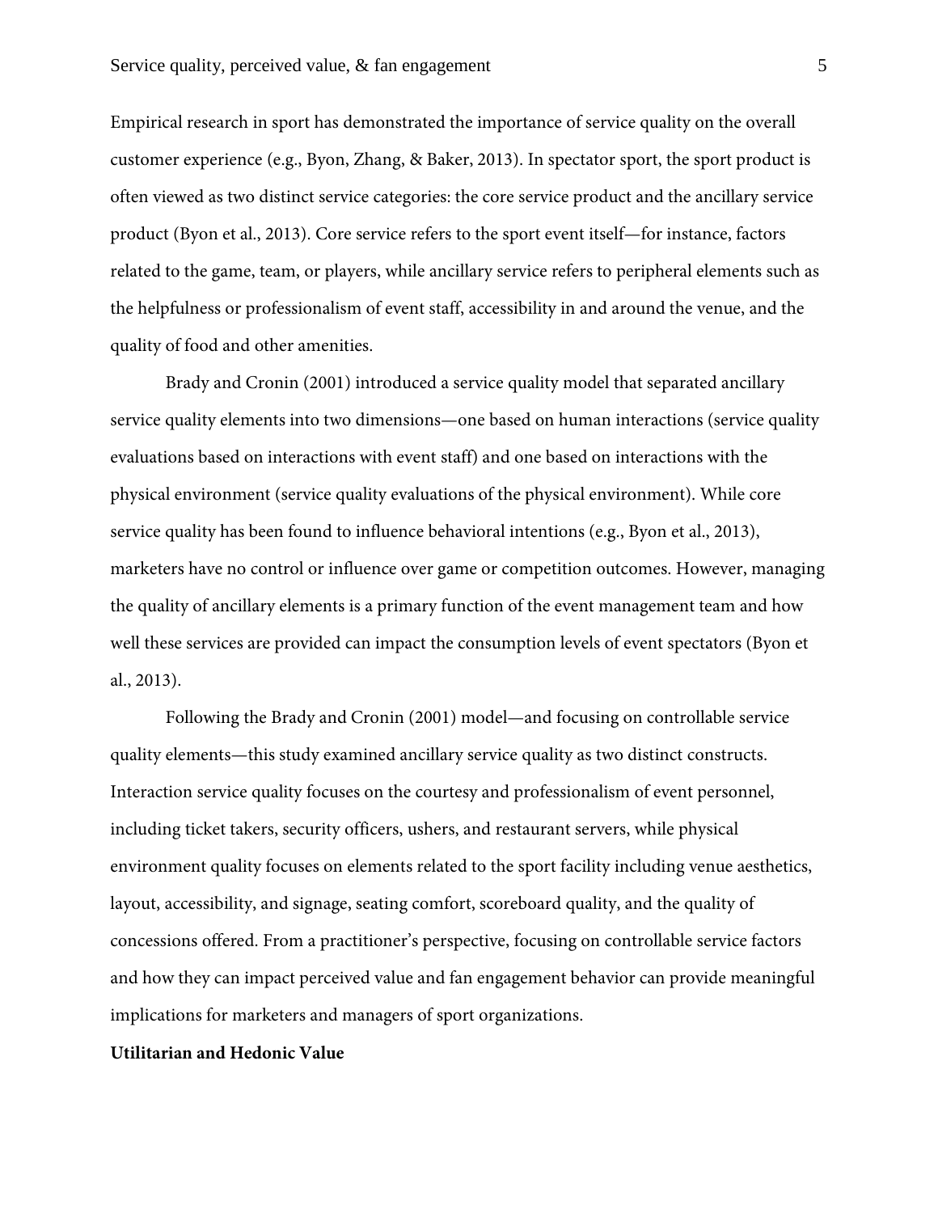Empirical research in sport has demonstrated the importance of service quality on the overall customer experience (e.g., Byon, Zhang, & Baker, 2013). In spectator sport, the sport product is often viewed as two distinct service categories: the core service product and the ancillary service product (Byon et al., 2013). Core service refers to the sport event itself—for instance, factors related to the game, team, or players, while ancillary service refers to peripheral elements such as the helpfulness or professionalism of event staff, accessibility in and around the venue, and the quality of food and other amenities.

Brady and Cronin (2001) introduced a service quality model that separated ancillary service quality elements into two dimensions—one based on human interactions (service quality evaluations based on interactions with event staff) and one based on interactions with the physical environment (service quality evaluations of the physical environment). While core service quality has been found to influence behavioral intentions (e.g., Byon et al., 2013), marketers have no control or influence over game or competition outcomes. However, managing the quality of ancillary elements is a primary function of the event management team and how well these services are provided can impact the consumption levels of event spectators (Byon et al., 2013).

Following the Brady and Cronin (2001) model—and focusing on controllable service quality elements—this study examined ancillary service quality as two distinct constructs. Interaction service quality focuses on the courtesy and professionalism of event personnel, including ticket takers, security officers, ushers, and restaurant servers, while physical environment quality focuses on elements related to the sport facility including venue aesthetics, layout, accessibility, and signage, seating comfort, scoreboard quality, and the quality of concessions offered. From a practitioner's perspective, focusing on controllable service factors and how they can impact perceived value and fan engagement behavior can provide meaningful implications for marketers and managers of sport organizations.

**Utilitarian and Hedonic Value**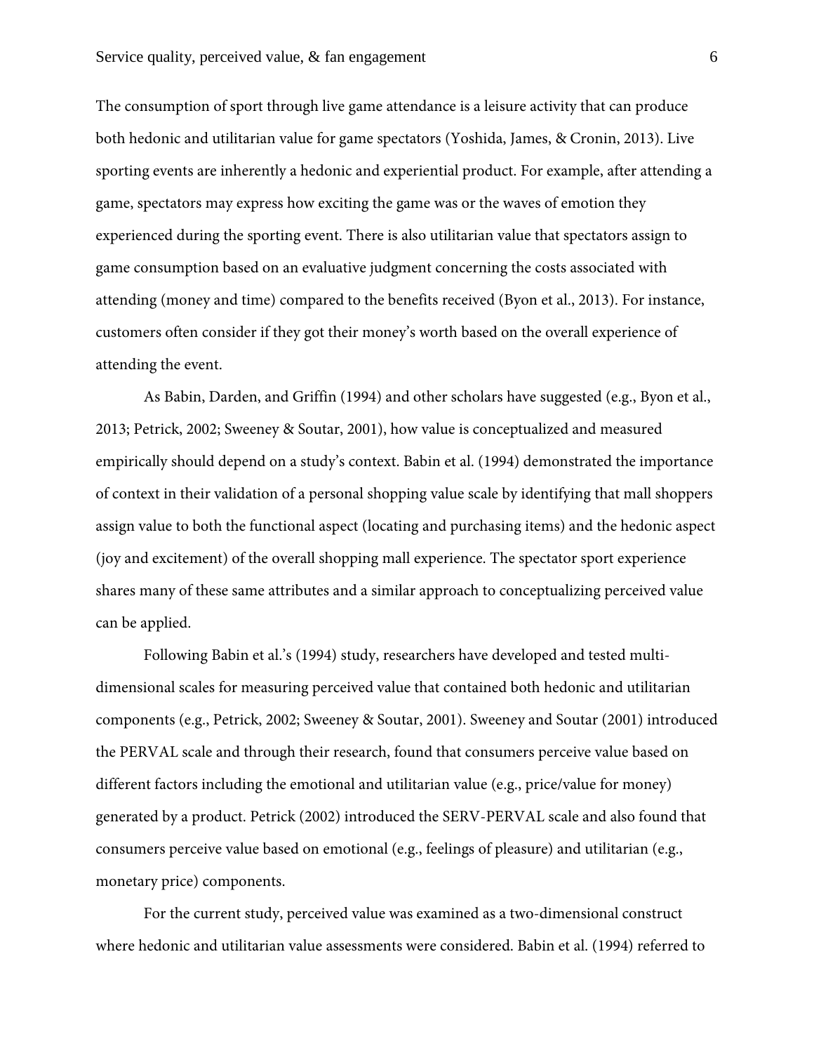The consumption of sport through live game attendance is a leisure activity that can produce both hedonic and utilitarian value for game spectators (Yoshida, James, & Cronin, 2013). Live sporting events are inherently a hedonic and experiential product. For example, after attending a game, spectators may express how exciting the game was or the waves of emotion they experienced during the sporting event. There is also utilitarian value that spectators assign to game consumption based on an evaluative judgment concerning the costs associated with attending (money and time) compared to the benefits received (Byon et al., 2013). For instance, customers often consider if they got their money's worth based on the overall experience of attending the event.

As Babin, Darden, and Griffin (1994) and other scholars have suggested (e.g., Byon et al., 2013; Petrick, 2002; Sweeney & Soutar, 2001), how value is conceptualized and measured empirically should depend on a study's context. Babin et al. (1994) demonstrated the importance of context in their validation of a personal shopping value scale by identifying that mall shoppers assign value to both the functional aspect (locating and purchasing items) and the hedonic aspect (joy and excitement) of the overall shopping mall experience. The spectator sport experience shares many of these same attributes and a similar approach to conceptualizing perceived value can be applied.

Following Babin et al.'s (1994) study, researchers have developed and tested multi-dimensional scales for measuring perceived value that contained both hedonic and utilitarian components (e.g., Petrick, 2002; Sweeney & Soutar, 2001). Sweeney and Soutar (2001) introduced the PERVAL scale and through their research, found that consumers perceive value based on different factors including the emotional and utilitarian value (e.g., price/value for money) generated by a product. Petrick (2002) introduced the SERV-PERVAL scale and also found that consumers perceive value based on emotional (e.g., feelings of pleasure) and utilitarian (e.g., monetary price) components.

For the current study, perceived value was examined as a two-dimensional construct where hedonic and utilitarian value assessments were considered. Babin et al. (1994) referred to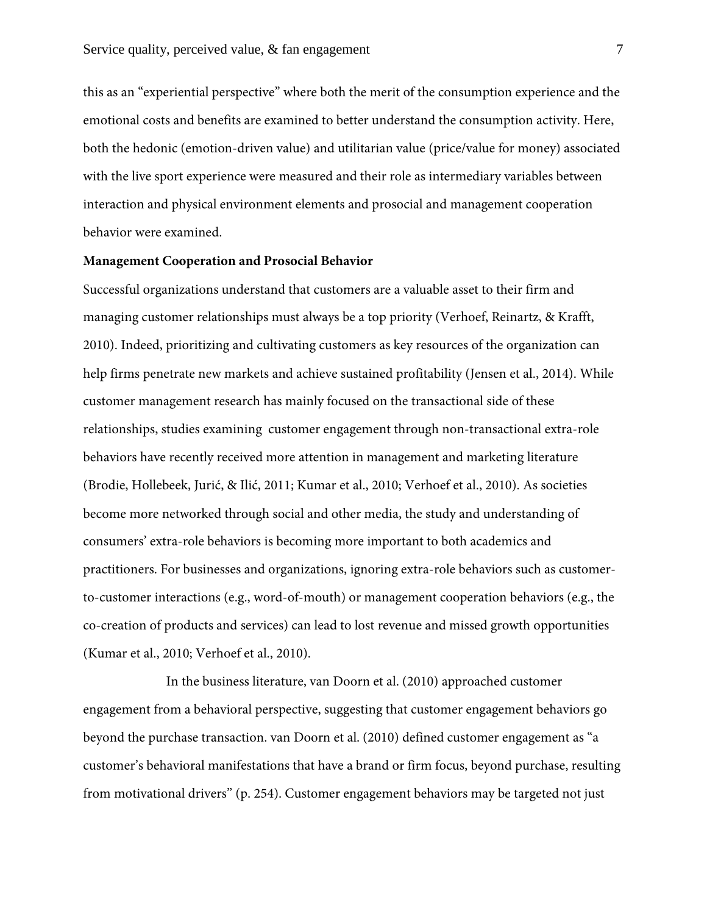this as an "experiential perspective" where both the merit of the consumption experience and the emotional costs and benefits are examined to better understand the consumption activity. Here, both the hedonic (emotion-driven value) and utilitarian value (price/value for money) associated with the live sport experience were measured and their role as intermediary variables between interaction and physical environment elements and prosocial and management cooperation behavior were examined.

**Management Cooperation and Prosocial Behavior**

Successful organizations understand that customers are a valuable asset to their firm and managing customer relationships must always be a top priority (Verhoef, Reinartz, & Krafft, 2010). Indeed, prioritizing and cultivating customers as key resources of the organization can help firms penetrate new markets and achieve sustained profitability (Jensen et al., 2014). While customer management research has mainly focused on the transactional side of these relationships, studies examining customer engagement through non-transactional extra-role behaviors have recently received more attention in management and marketing literature (Brodie, Hollebeek, Jurić, & Ilić, 2011; Kumar et al., 2010; Verhoef et al., 2010). As societies become more networked through social and other media, the study and understanding of consumers' extra-role behaviors is becoming more important to both academics and practitioners. For businesses and organizations, ignoring extra-role behaviors such as customer-to-customer interactions (e.g., word-of-mouth) or management cooperation behaviors (e.g., the co-creation of products and services) can lead to lost revenue and missed growth opportunities (Kumar et al., 2010; Verhoef et al., 2010).

In the business literature, van Doorn et al. (2010) approached customer engagement from a behavioral perspective, suggesting that customer engagement behaviors go beyond the purchase transaction. van Doorn et al. (2010) defined customer engagement as "a customer's behavioral manifestations that have a brand or firm focus, beyond purchase, resulting from motivational drivers" (p. 254). Customer engagement behaviors may be targeted not just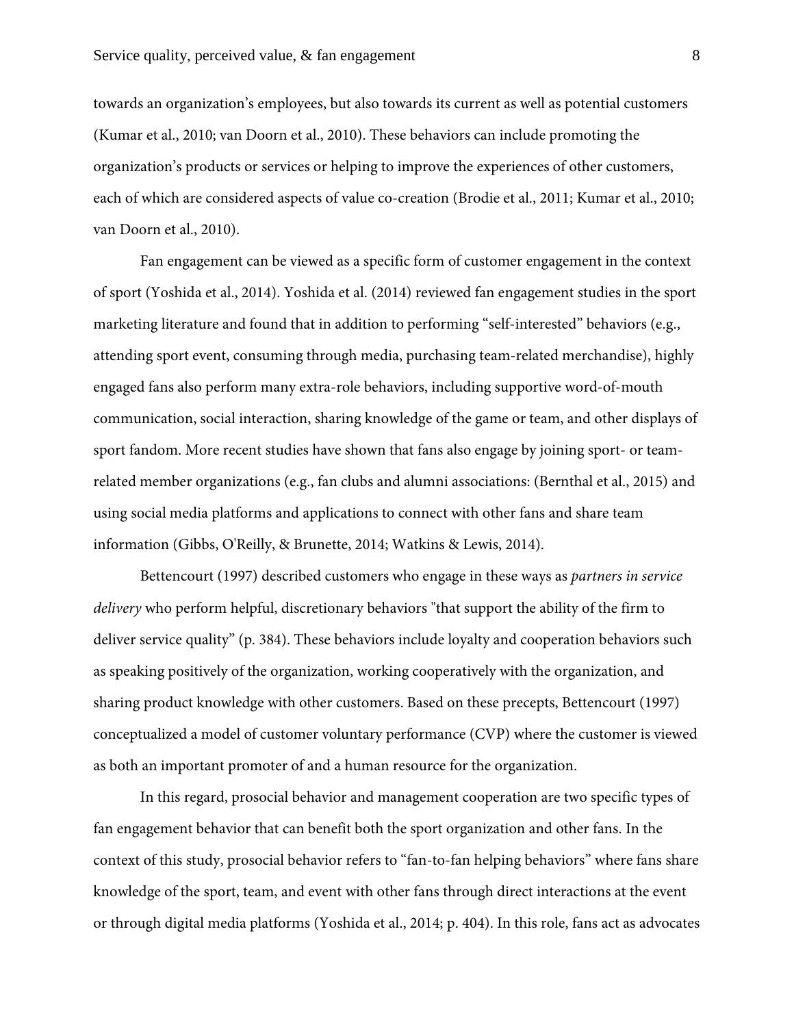towards an organization's employees, but also towards its current as well as potential customers (Kumar et al., 2010; van Doorn et al., 2010). These behaviors can include promoting the organization's products or services or helping to improve the experiences of other customers, each of which are considered aspects of value co-creation (Brodie et al., 2011; Kumar et al., 2010; van Doorn et al., 2010).

Fan engagement can be viewed as a specific form of customer engagement in the context of sport (Yoshida et al., 2014). Yoshida et al. (2014) reviewed fan engagement studies in the sport marketing literature and found that in addition to performing "self-interested" behaviors (e.g., attending sport event, consuming through media, purchasing team-related merchandise), highly engaged fans also perform many extra-role behaviors, including supportive word-of-mouth communication, social interaction, sharing knowledge of the game or team, and other displays of sport fandom. More recent studies have shown that fans also engage by joining sport- or team-related member organizations (e.g., fan clubs and alumni associations: (Bernthal et al., 2015) and using social media platforms and applications to connect with other fans and share team information (Gibbs, O'Reilly, & Brunette, 2014; Watkins & Lewis, 2014).

Bettencourt (1997) described customers who engage in these ways as *partners in service delivery* who perform helpful, discretionary behaviors "that support the ability of the firm to deliver service quality" (p. 384). These behaviors include loyalty and cooperation behaviors such as speaking positively of the organization, working cooperatively with the organization, and sharing product knowledge with other customers. Based on these precepts, Bettencourt (1997) conceptualized a model of customer voluntary performance (CVP) where the customer is viewed as both an important promoter of and a human resource for the organization.

In this regard, prosocial behavior and management cooperation are two specific types of fan engagement behavior that can benefit both the sport organization and other fans. In the context of this study, prosocial behavior refers to "fan-to-fan helping behaviors" where fans share knowledge of the sport, team, and event with other fans through direct interactions at the event or through digital media platforms (Yoshida et al., 2014; p. 404). In this role, fans act as advocates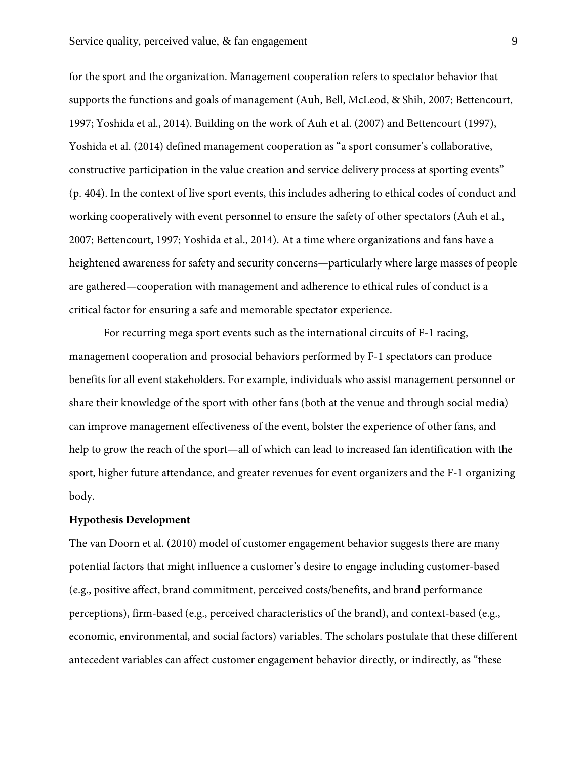for the sport and the organization. Management cooperation refers to spectator behavior that supports the functions and goals of management (Auh, Bell, McLeod, & Shih, 2007; Bettencourt, 1997; Yoshida et al., 2014). Building on the work of Auh et al. (2007) and Bettencourt (1997), Yoshida et al. (2014) defined management cooperation as "a sport consumer's collaborative, constructive participation in the value creation and service delivery process at sporting events" (p. 404). In the context of live sport events, this includes adhering to ethical codes of conduct and working cooperatively with event personnel to ensure the safety of other spectators (Auh et al., 2007; Bettencourt, 1997; Yoshida et al., 2014). At a time where organizations and fans have a heightened awareness for safety and security concerns—particularly where large masses of people are gathered—cooperation with management and adherence to ethical rules of conduct is a critical factor for ensuring a safe and memorable spectator experience.

For recurring mega sport events such as the international circuits of F-1 racing, management cooperation and prosocial behaviors performed by F-1 spectators can produce benefits for all event stakeholders. For example, individuals who assist management personnel or share their knowledge of the sport with other fans (both at the venue and through social media) can improve management effectiveness of the event, bolster the experience of other fans, and help to grow the reach of the sport—all of which can lead to increased fan identification with the sport, higher future attendance, and greater revenues for event organizers and the F-1 organizing body.

**Hypothesis Development**

The van Doorn et al. (2010) model of customer engagement behavior suggests there are many potential factors that might influence a customer's desire to engage including customer-based (e.g., positive affect, brand commitment, perceived costs/benefits, and brand performance perceptions), firm-based (e.g., perceived characteristics of the brand), and context-based (e.g., economic, environmental, and social factors) variables. The scholars postulate that these different antecedent variables can affect customer engagement behavior directly, or indirectly, as "these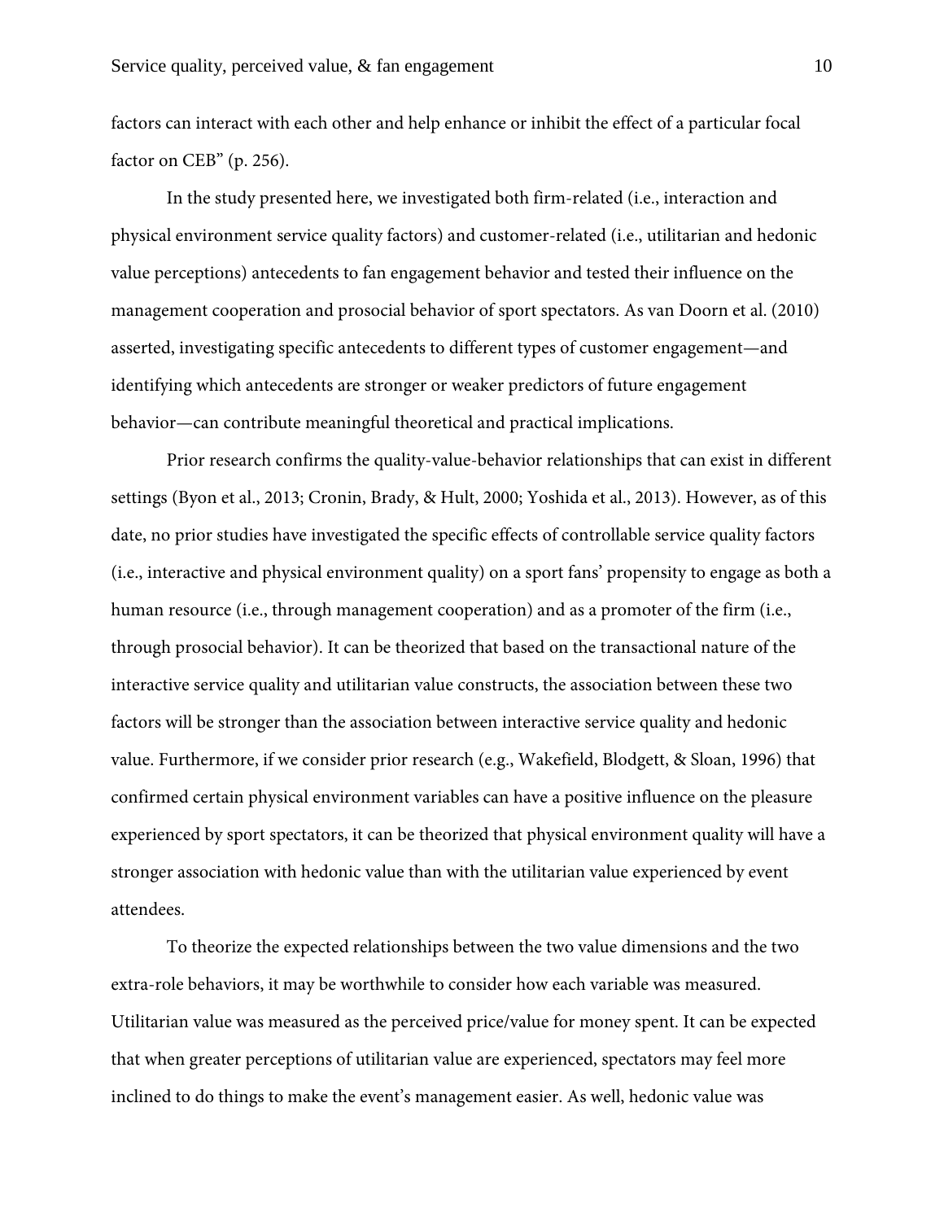factors can interact with each other and help enhance or inhibit the effect of a particular focal factor on CEB" (p. 256).

In the study presented here, we investigated both firm-related (i.e., interaction and physical environment service quality factors) and customer-related (i.e., utilitarian and hedonic value perceptions) antecedents to fan engagement behavior and tested their influence on the management cooperation and prosocial behavior of sport spectators. As van Doorn et al. (2010) asserted, investigating specific antecedents to different types of customer engagement—and identifying which antecedents are stronger or weaker predictors of future engagement behavior—can contribute meaningful theoretical and practical implications.

Prior research confirms the quality-value-behavior relationships that can exist in different settings (Byon et al., 2013; Cronin, Brady, & Hult, 2000; Yoshida et al., 2013). However, as of this date, no prior studies have investigated the specific effects of controllable service quality factors (i.e., interactive and physical environment quality) on a sport fans' propensity to engage as both a human resource (i.e., through management cooperation) and as a promoter of the firm (i.e., through prosocial behavior). It can be theorized that based on the transactional nature of the interactive service quality and utilitarian value constructs, the association between these two factors will be stronger than the association between interactive service quality and hedonic value. Furthermore, if we consider prior research (e.g., Wakefield, Blodgett, & Sloan, 1996) that confirmed certain physical environment variables can have a positive influence on the pleasure experienced by sport spectators, it can be theorized that physical environment quality will have a stronger association with hedonic value than with the utilitarian value experienced by event attendees.

To theorize the expected relationships between the two value dimensions and the two extra-role behaviors, it may be worthwhile to consider how each variable was measured. Utilitarian value was measured as the perceived price/value for money spent. It can be expected that when greater perceptions of utilitarian value are experienced, spectators may feel more inclined to do things to make the event's management easier. As well, hedonic value was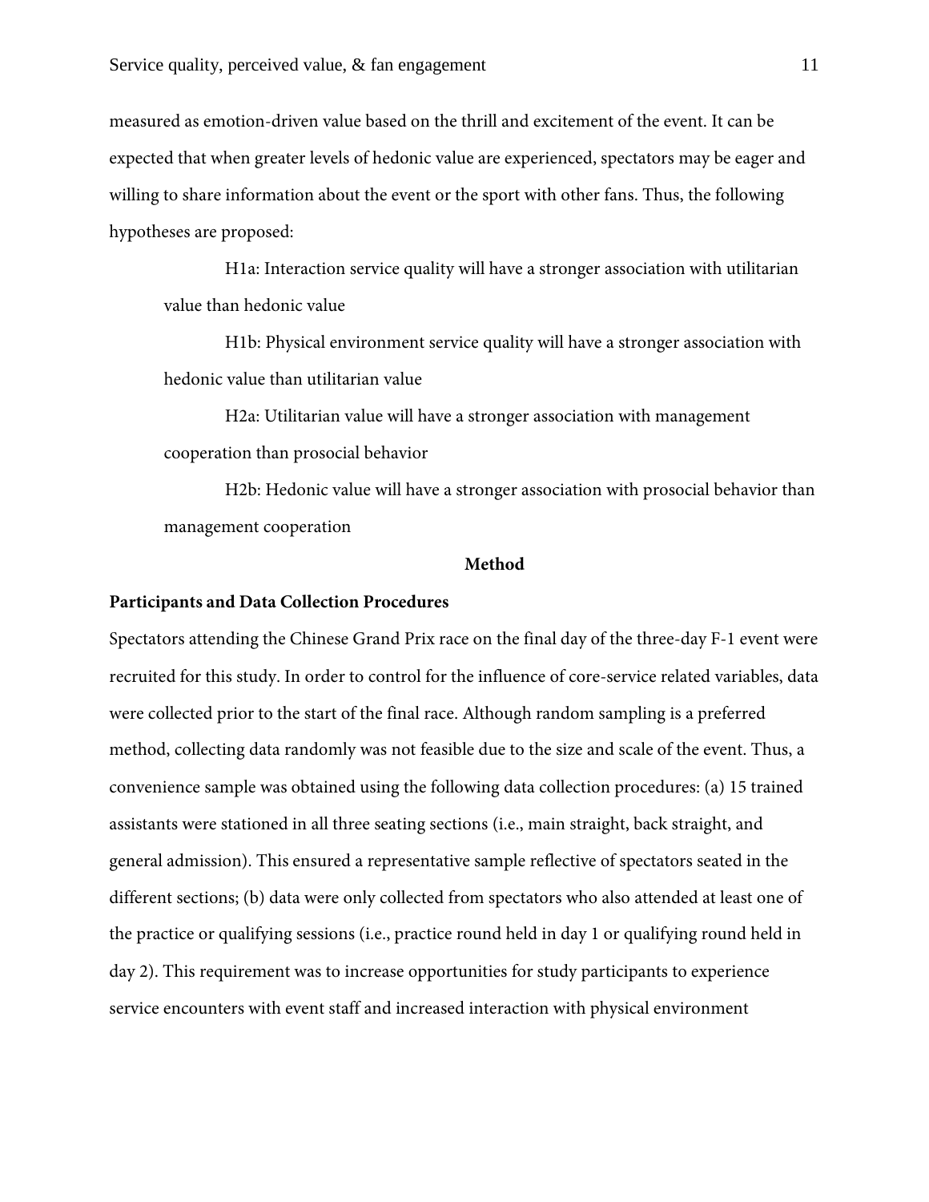measured as emotion-driven value based on the thrill and excitement of the event. It can be expected that when greater levels of hedonic value are experienced, spectators may be eager and willing to share information about the event or the sport with other fans. Thus, the following hypotheses are proposed:

H1a: Interaction service quality will have a stronger association with utilitarian value than hedonic value

H1b: Physical environment service quality will have a stronger association with hedonic value than utilitarian value

H2a: Utilitarian value will have a stronger association with management cooperation than prosocial behavior

H2b: Hedonic value will have a stronger association with prosocial behavior than management cooperation

## Method

### Participants and Data Collection Procedures

Spectators attending the Chinese Grand Prix race on the final day of the three-day F-1 event were recruited for this study. In order to control for the influence of core-service related variables, data were collected prior to the start of the final race. Although random sampling is a preferred method, collecting data randomly was not feasible due to the size and scale of the event. Thus, a convenience sample was obtained using the following data collection procedures: (a) 15 trained assistants were stationed in all three seating sections (i.e., main straight, back straight, and general admission). This ensured a representative sample reflective of spectators seated in the different sections; (b) data were only collected from spectators who also attended at least one of the practice or qualifying sessions (i.e., practice round held in day 1 or qualifying round held in day 2). This requirement was to increase opportunities for study participants to experience service encounters with event staff and increased interaction with physical environment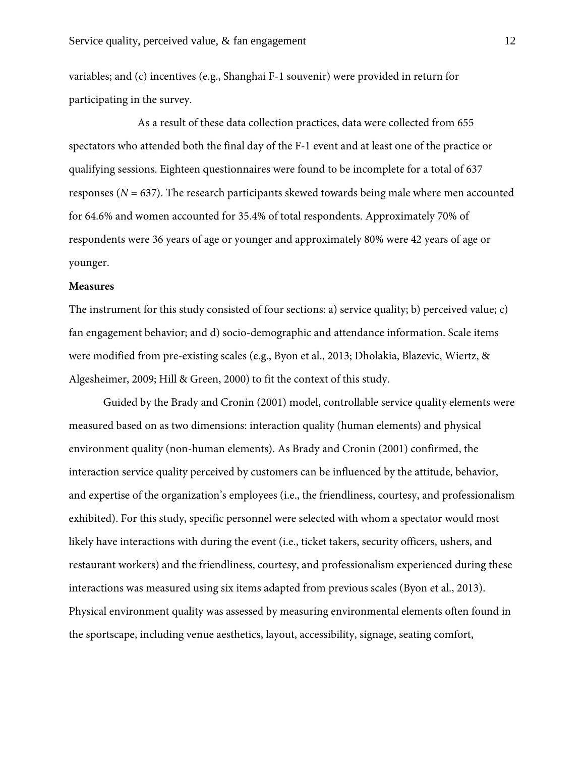variables; and (c) incentives (e.g., Shanghai F-1 souvenir) were provided in return for participating in the survey.

As a result of these data collection practices, data were collected from 655 spectators who attended both the final day of the F-1 event and at least one of the practice or qualifying sessions. Eighteen questionnaires were found to be incomplete for a total of 637 responses ($N$ = 637). The research participants skewed towards being male where men accounted for 64.6% and women accounted for 35.4% of total respondents. Approximately 70% of respondents were 36 years of age or younger and approximately 80% were 42 years of age or younger.

**Measures**

The instrument for this study consisted of four sections: a) service quality; b) perceived value; c) fan engagement behavior; and d) socio-demographic and attendance information. Scale items were modified from pre-existing scales (e.g., Byon et al., 2013; Dholakia, Blazevic, Wiertz, & Algesheimer, 2009; Hill & Green, 2000) to fit the context of this study.

Guided by the Brady and Cronin (2001) model, controllable service quality elements were measured based on as two dimensions: interaction quality (human elements) and physical environment quality (non-human elements). As Brady and Cronin (2001) confirmed, the interaction service quality perceived by customers can be influenced by the attitude, behavior, and expertise of the organization's employees (i.e., the friendliness, courtesy, and professionalism exhibited). For this study, specific personnel were selected with whom a spectator would most likely have interactions with during the event (i.e., ticket takers, security officers, ushers, and restaurant workers) and the friendliness, courtesy, and professionalism experienced during these interactions was measured using six items adapted from previous scales (Byon et al., 2013). Physical environment quality was assessed by measuring environmental elements often found in the sportscape, including venue aesthetics, layout, accessibility, signage, seating comfort,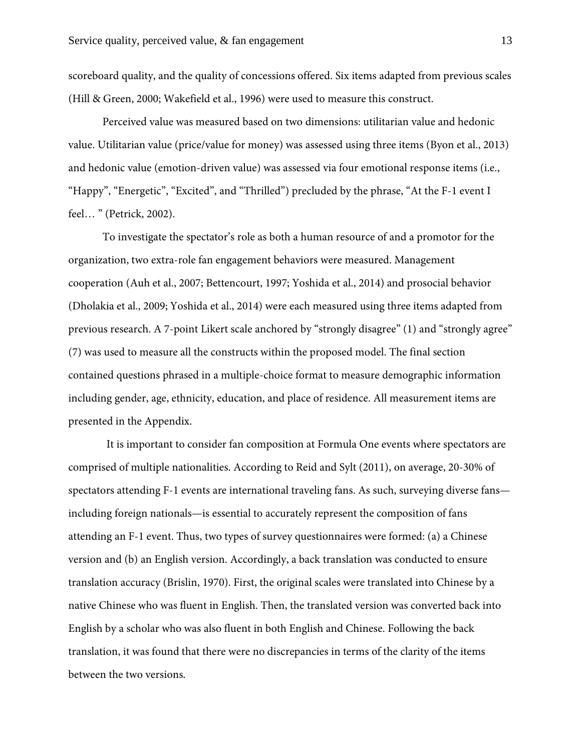scoreboard quality, and the quality of concessions offered. Six items adapted from previous scales (Hill & Green, 2000; Wakefield et al., 1996) were used to measure this construct.

Perceived value was measured based on two dimensions: utilitarian value and hedonic value. Utilitarian value (price/value for money) was assessed using three items (Byon et al., 2013) and hedonic value (emotion-driven value) was assessed via four emotional response items (i.e., "Happy", "Energetic", "Excited", and "Thrilled") precluded by the phrase, "At the F-1 event I feel… " (Petrick, 2002).

To investigate the spectator's role as both a human resource of and a promotor for the organization, two extra-role fan engagement behaviors were measured. Management cooperation (Auh et al., 2007; Bettencourt, 1997; Yoshida et al., 2014) and prosocial behavior (Dholakia et al., 2009; Yoshida et al., 2014) were each measured using three items adapted from previous research. A 7-point Likert scale anchored by "strongly disagree" (1) and "strongly agree" (7) was used to measure all the constructs within the proposed model. The final section contained questions phrased in a multiple-choice format to measure demographic information including gender, age, ethnicity, education, and place of residence. All measurement items are presented in the Appendix.

It is important to consider fan composition at Formula One events where spectators are comprised of multiple nationalities. According to Reid and Sylt (2011), on average, 20-30% of spectators attending F-1 events are international traveling fans. As such, surveying diverse fans—including foreign nationals—is essential to accurately represent the composition of fans attending an F-1 event. Thus, two types of survey questionnaires were formed: (a) a Chinese version and (b) an English version. Accordingly, a back translation was conducted to ensure translation accuracy (Brislin, 1970). First, the original scales were translated into Chinese by a native Chinese who was fluent in English. Then, the translated version was converted back into English by a scholar who was also fluent in both English and Chinese. Following the back translation, it was found that there were no discrepancies in terms of the clarity of the items between the two versions.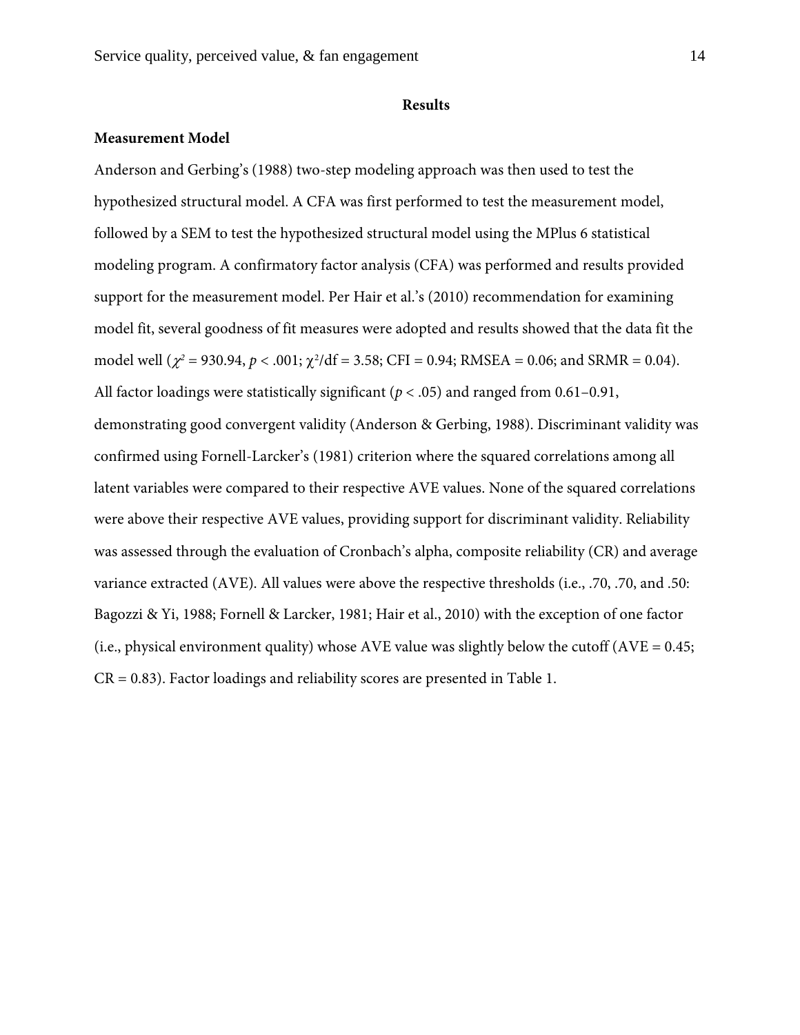## Results

### Measurement Model

Anderson and Gerbing's (1988) two-step modeling approach was then used to test the hypothesized structural model. A CFA was first performed to test the measurement model, followed by a SEM to test the hypothesized structural model using the MPlus 6 statistical modeling program. A confirmatory factor analysis (CFA) was performed and results provided support for the measurement model. Per Hair et al.'s (2010) recommendation for examining model fit, several goodness of fit measures were adopted and results showed that the data fit the model well ($\chi^2 = 930.94$, $p < .001$; $\chi^2/df = 3.58$; CFI = 0.94; RMSEA = 0.06; and SRMR = 0.04). All factor loadings were statistically significant ($p < .05$) and ranged from 0.61–0.91, demonstrating good convergent validity (Anderson & Gerbing, 1988). Discriminant validity was confirmed using Fornell-Larcker's (1981) criterion where the squared correlations among all latent variables were compared to their respective AVE values. None of the squared correlations were above their respective AVE values, providing support for discriminant validity. Reliability was assessed through the evaluation of Cronbach's alpha, composite reliability (CR) and average variance extracted (AVE). All values were above the respective thresholds (i.e., .70, .70, and .50: Bagozzi & Yi, 1988; Fornell & Larcker, 1981; Hair et al., 2010) with the exception of one factor (i.e., physical environment quality) whose AVE value was slightly below the cutoff (AVE = 0.45; CR = 0.83). Factor loadings and reliability scores are presented in Table 1.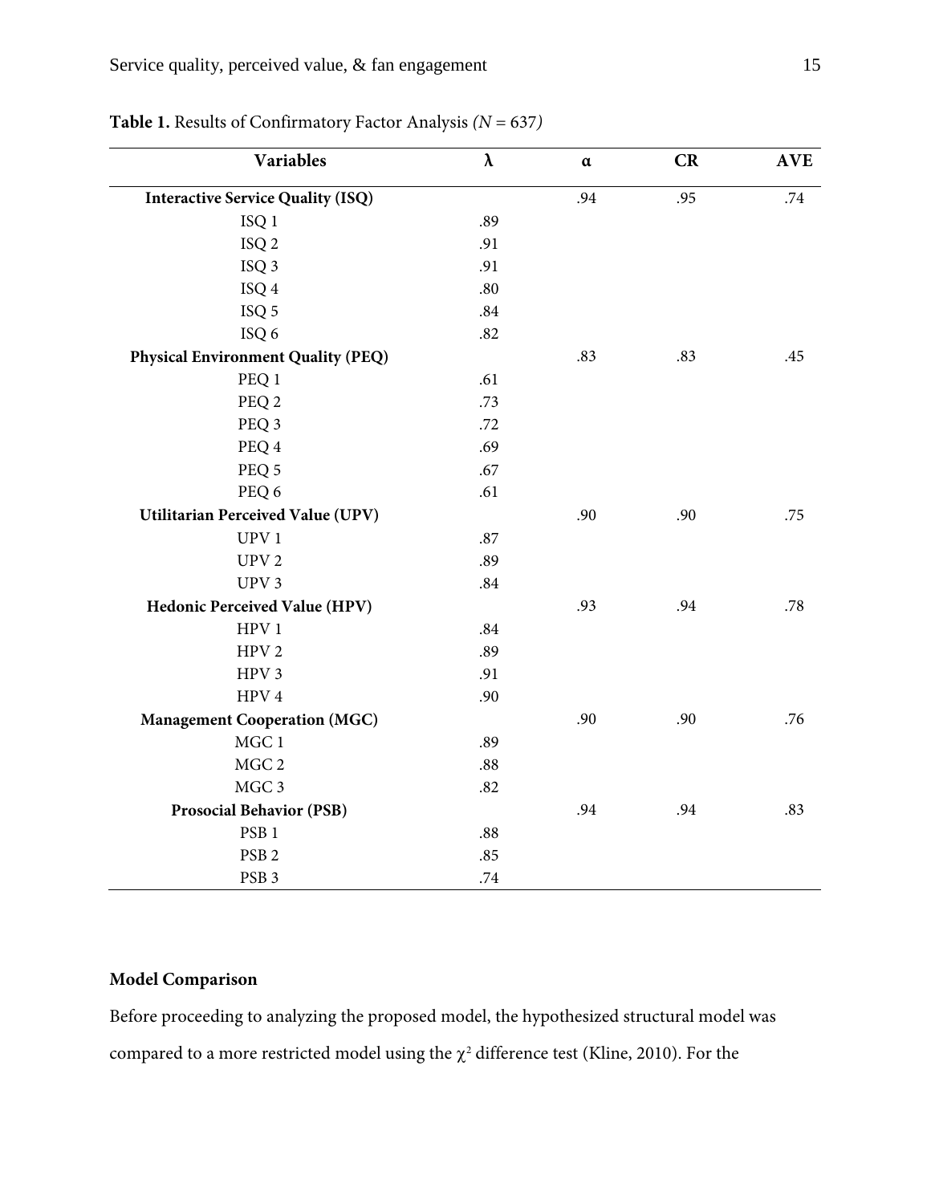**Table 1.** Results of Confirmatory Factor Analysis *(N = 637)*

| Variables | λ | α | CR | AVE |
|---|---|---|---|---|
| **Interactive Service Quality (ISQ)** | | .94 | .95 | .74 |
| ISQ 1 | .89 | | | |
| ISQ 2 | .91 | | | |
| ISQ 3 | .91 | | | |
| ISQ 4 | .80 | | | |
| ISQ 5 | .84 | | | |
| ISQ 6 | .82 | | | |
| **Physical Environment Quality (PEQ)** | | .83 | .83 | .45 |
| PEQ 1 | .61 | | | |
| PEQ 2 | .73 | | | |
| PEQ 3 | .72 | | | |
| PEQ 4 | .69 | | | |
| PEQ 5 | .67 | | | |
| PEQ 6 | .61 | | | |
| **Utilitarian Perceived Value (UPV)** | | .90 | .90 | .75 |
| UPV 1 | .87 | | | |
| UPV 2 | .89 | | | |
| UPV 3 | .84 | | | |
| **Hedonic Perceived Value (HPV)** | | .93 | .94 | .78 |
| HPV 1 | .84 | | | |
| HPV 2 | .89 | | | |
| HPV 3 | .91 | | | |
| HPV 4 | .90 | | | |
| **Management Cooperation (MGC)** | | .90 | .90 | .76 |
| MGC 1 | .89 | | | |
| MGC 2 | .88 | | | |
| MGC 3 | .82 | | | |
| **Prosocial Behavior (PSB)** | | .94 | .94 | .83 |
| PSB 1 | .88 | | | |
| PSB 2 | .85 | | | |
| PSB 3 | .74 | | | |

## Model Comparison

Before proceeding to analyzing the proposed model, the hypothesized structural model was compared to a more restricted model using the $\chi^2$ difference test (Kline, 2010). For the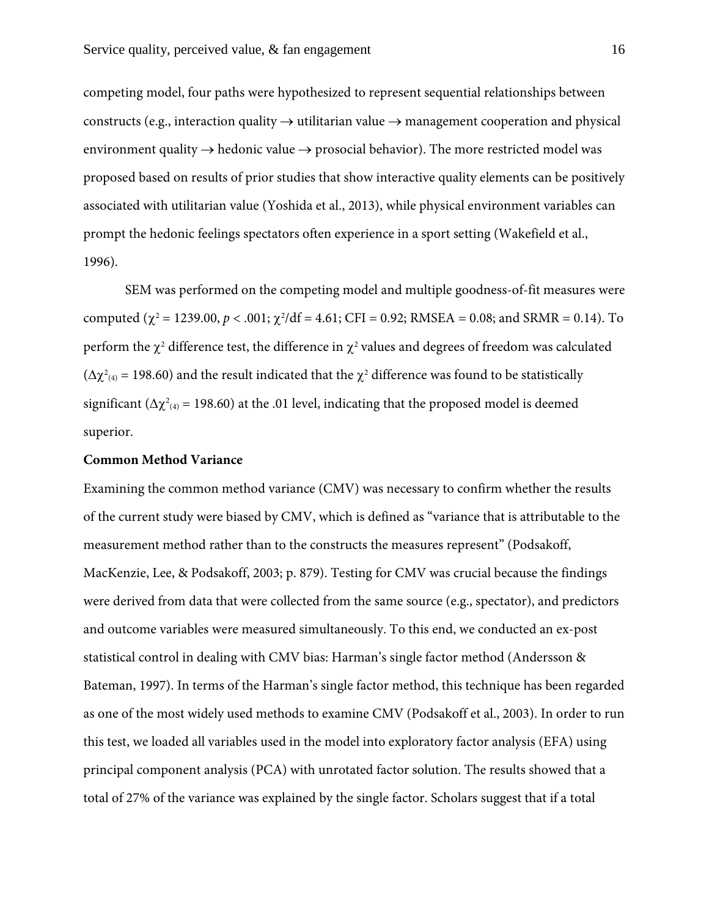competing model, four paths were hypothesized to represent sequential relationships between constructs (e.g., interaction quality → utilitarian value → management cooperation and physical environment quality → hedonic value → prosocial behavior). The more restricted model was proposed based on results of prior studies that show interactive quality elements can be positively associated with utilitarian value (Yoshida et al., 2013), while physical environment variables can prompt the hedonic feelings spectators often experience in a sport setting (Wakefield et al., 1996).

SEM was performed on the competing model and multiple goodness-of-fit measures were computed ($\chi^2$ = 1239.00, $p < .001$; $\chi^2$/df = 4.61; CFI = 0.92; RMSEA = 0.08; and SRMR = 0.14). To perform the $\chi^2$ difference test, the difference in $\chi^2$ values and degrees of freedom was calculated ($\Delta\chi^2_{(4)}$ = 198.60) and the result indicated that the $\chi^2$ difference was found to be statistically significant ($\Delta\chi^2_{(4)}$ = 198.60) at the .01 level, indicating that the proposed model is deemed superior.

**Common Method Variance**

Examining the common method variance (CMV) was necessary to confirm whether the results of the current study were biased by CMV, which is defined as "variance that is attributable to the measurement method rather than to the constructs the measures represent" (Podsakoff, MacKenzie, Lee, & Podsakoff, 2003; p. 879). Testing for CMV was crucial because the findings were derived from data that were collected from the same source (e.g., spectator), and predictors and outcome variables were measured simultaneously. To this end, we conducted an ex-post statistical control in dealing with CMV bias: Harman's single factor method (Andersson & Bateman, 1997). In terms of the Harman's single factor method, this technique has been regarded as one of the most widely used methods to examine CMV (Podsakoff et al., 2003). In order to run this test, we loaded all variables used in the model into exploratory factor analysis (EFA) using principal component analysis (PCA) with unrotated factor solution. The results showed that a total of 27% of the variance was explained by the single factor. Scholars suggest that if a total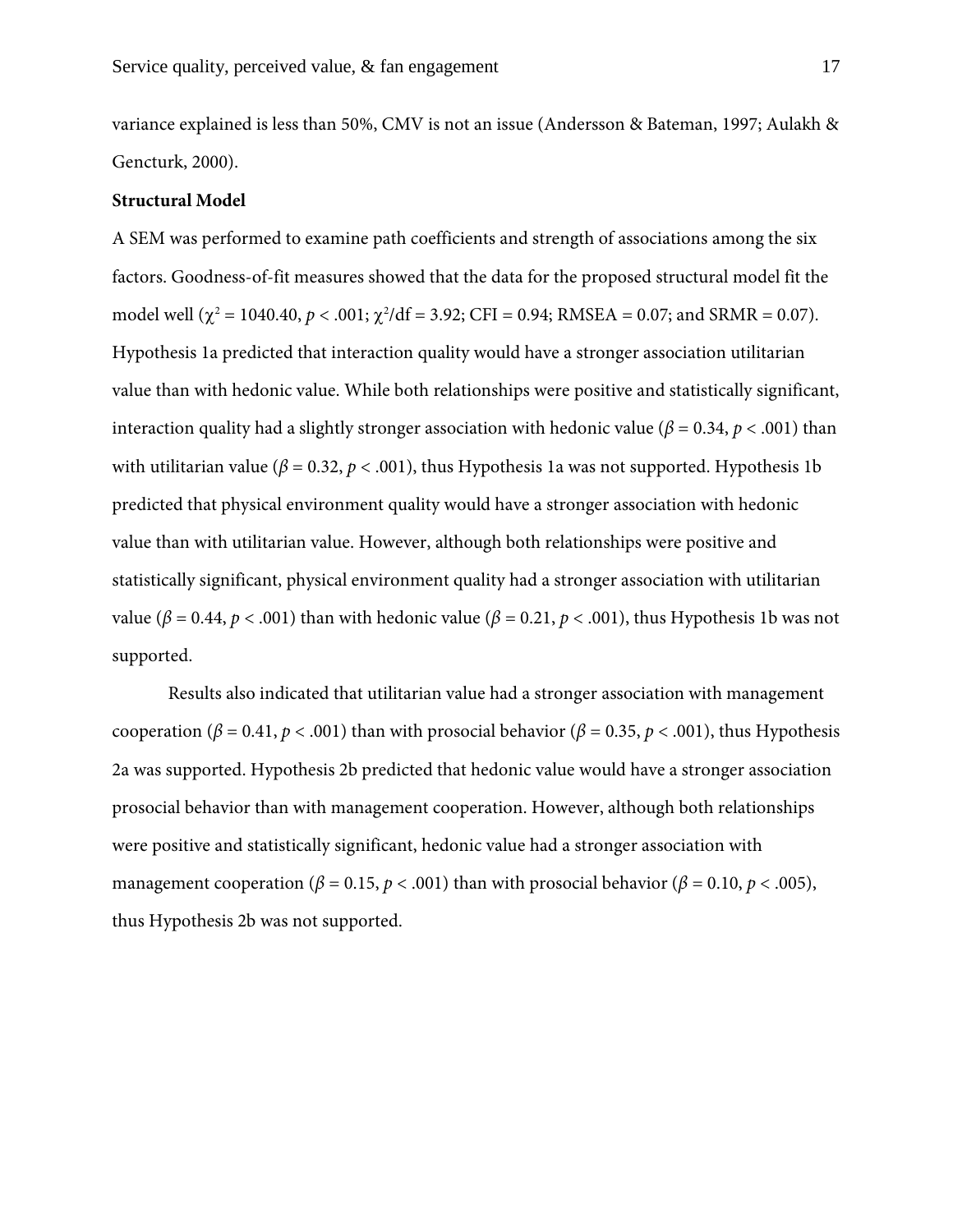variance explained is less than 50%, CMV is not an issue (Andersson & Bateman, 1997; Aulakh & Gencturk, 2000).

**Structural Model**

A SEM was performed to examine path coefficients and strength of associations among the six factors. Goodness-of-fit measures showed that the data for the proposed structural model fit the model well ($\chi^2$ = 1040.40, $p$ < .001; $\chi^2$/df = 3.92; CFI = 0.94; RMSEA = 0.07; and SRMR = 0.07). Hypothesis 1a predicted that interaction quality would have a stronger association utilitarian value than with hedonic value. While both relationships were positive and statistically significant, interaction quality had a slightly stronger association with hedonic value ($\beta$ = 0.34, $p$ < .001) than with utilitarian value ($\beta$ = 0.32, $p$ < .001), thus Hypothesis 1a was not supported. Hypothesis 1b predicted that physical environment quality would have a stronger association with hedonic value than with utilitarian value. However, although both relationships were positive and statistically significant, physical environment quality had a stronger association with utilitarian value ($\beta$ = 0.44, $p$ < .001) than with hedonic value ($\beta$ = 0.21, $p$ < .001), thus Hypothesis 1b was not supported.

Results also indicated that utilitarian value had a stronger association with management cooperation ($\beta$ = 0.41, $p$ < .001) than with prosocial behavior ($\beta$ = 0.35, $p$ < .001), thus Hypothesis 2a was supported. Hypothesis 2b predicted that hedonic value would have a stronger association prosocial behavior than with management cooperation. However, although both relationships were positive and statistically significant, hedonic value had a stronger association with management cooperation ($\beta$ = 0.15, $p$ < .001) than with prosocial behavior ($\beta$ = 0.10, $p$ < .005), thus Hypothesis 2b was not supported.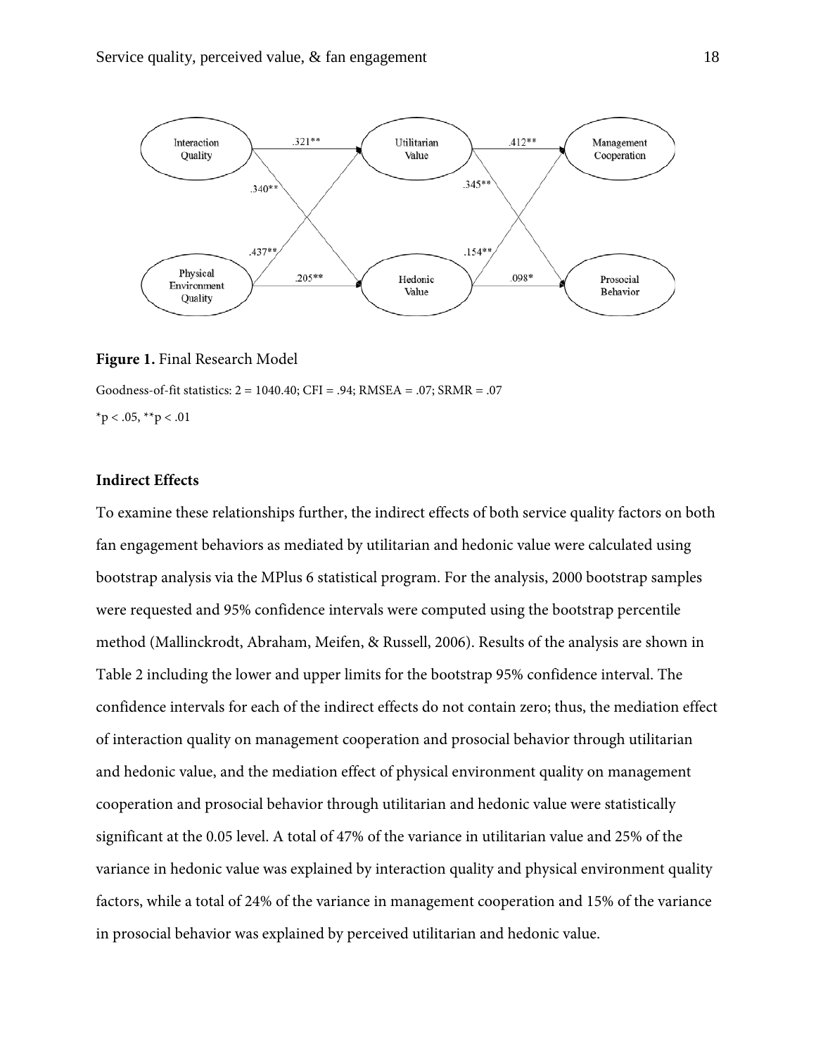**Figure 1.** Final Research Model

Goodness-of-fit statistics: 2 = 1040.40; CFI = .94; RMSEA = .07; SRMR = .07

*p < .05, **p < .01

**Indirect Effects**

To examine these relationships further, the indirect effects of both service quality factors on both fan engagement behaviors as mediated by utilitarian and hedonic value were calculated using bootstrap analysis via the MPlus 6 statistical program. For the analysis, 2000 bootstrap samples were requested and 95% confidence intervals were computed using the bootstrap percentile method (Mallinckrodt, Abraham, Meifen, & Russell, 2006). Results of the analysis are shown in Table 2 including the lower and upper limits for the bootstrap 95% confidence interval. The confidence intervals for each of the indirect effects do not contain zero; thus, the mediation effect of interaction quality on management cooperation and prosocial behavior through utilitarian and hedonic value, and the mediation effect of physical environment quality on management cooperation and prosocial behavior through utilitarian and hedonic value were statistically significant at the 0.05 level. A total of 47% of the variance in utilitarian value and 25% of the variance in hedonic value was explained by interaction quality and physical environment quality factors, while a total of 24% of the variance in management cooperation and 15% of the variance in prosocial behavior was explained by perceived utilitarian and hedonic value.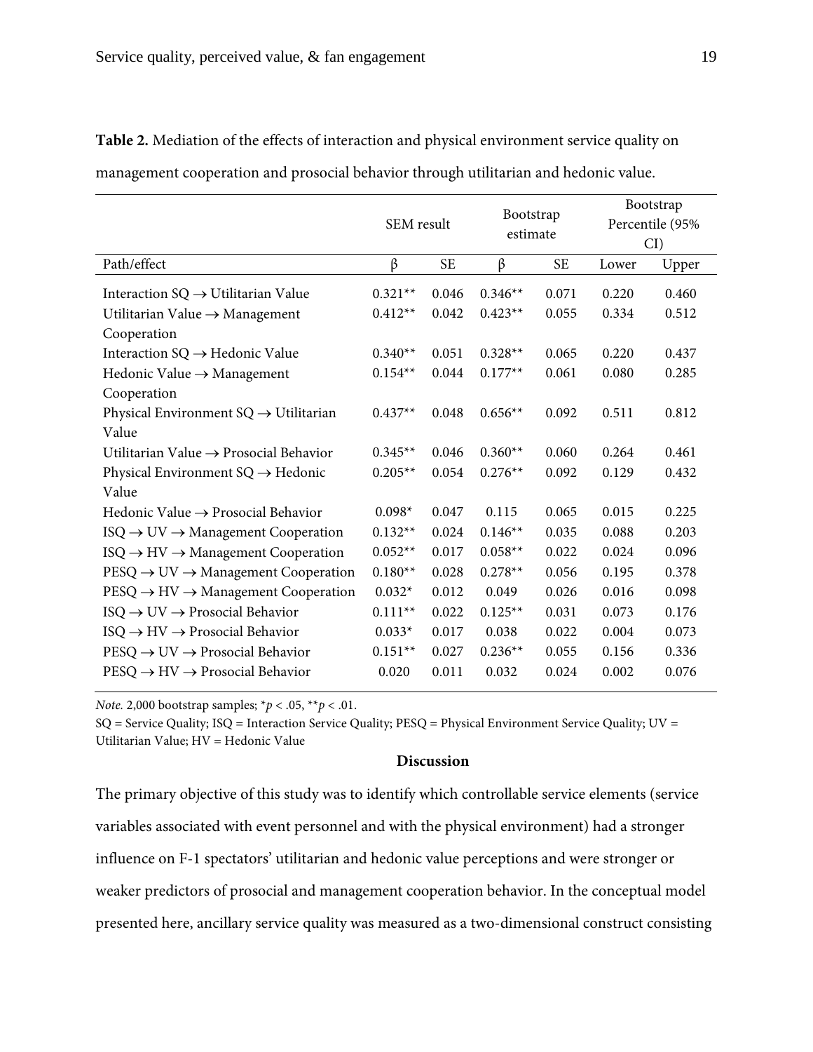**Table 2.** Mediation of the effects of interaction and physical environment service quality on management cooperation and prosocial behavior through utilitarian and hedonic value.

| | SEM result | | Bootstrap estimate | | Bootstrap Percentile (95% CI) | |
|---|---|---|---|---|---|---|
| Path/effect | β | SE | β | SE | Lower | Upper |
| Interaction SQ → Utilitarian Value | 0.321** | 0.046 | 0.346** | 0.071 | 0.220 | 0.460 |
| Utilitarian Value → Management Cooperation | 0.412** | 0.042 | 0.423** | 0.055 | 0.334 | 0.512 |
| Interaction SQ → Hedonic Value | 0.340** | 0.051 | 0.328** | 0.065 | 0.220 | 0.437 |
| Hedonic Value → Management Cooperation | 0.154** | 0.044 | 0.177** | 0.061 | 0.080 | 0.285 |
| Physical Environment SQ → Utilitarian Value | 0.437** | 0.048 | 0.656** | 0.092 | 0.511 | 0.812 |
| Utilitarian Value → Prosocial Behavior | 0.345** | 0.046 | 0.360** | 0.060 | 0.264 | 0.461 |
| Physical Environment SQ → Hedonic Value | 0.205** | 0.054 | 0.276** | 0.092 | 0.129 | 0.432 |
| Hedonic Value → Prosocial Behavior | 0.098* | 0.047 | 0.115 | 0.065 | 0.015 | 0.225 |
| ISQ → UV → Management Cooperation | 0.132** | 0.024 | 0.146** | 0.035 | 0.088 | 0.203 |
| ISQ → HV → Management Cooperation | 0.052** | 0.017 | 0.058** | 0.022 | 0.024 | 0.096 |
| PESQ → UV → Management Cooperation | 0.180** | 0.028 | 0.278** | 0.056 | 0.195 | 0.378 |
| PESQ → HV → Management Cooperation | 0.032* | 0.012 | 0.049 | 0.026 | 0.016 | 0.098 |
| ISQ → UV → Prosocial Behavior | 0.111** | 0.022 | 0.125** | 0.031 | 0.073 | 0.176 |
| ISQ → HV → Prosocial Behavior | 0.033* | 0.017 | 0.038 | 0.022 | 0.004 | 0.073 |
| PESQ → UV → Prosocial Behavior | 0.151** | 0.027 | 0.236** | 0.055 | 0.156 | 0.336 |
| PESQ → HV → Prosocial Behavior | 0.020 | 0.011 | 0.032 | 0.024 | 0.002 | 0.076 |

*Note.* 2,000 bootstrap samples; $^{*}p < .05$, $^{**}p < .01$.

SQ = Service Quality; ISQ = Interaction Service Quality; PESQ = Physical Environment Service Quality; UV = Utilitarian Value; HV = Hedonic Value

## Discussion

The primary objective of this study was to identify which controllable service elements (service variables associated with event personnel and with the physical environment) had a stronger influence on F-1 spectators' utilitarian and hedonic value perceptions and were stronger or weaker predictors of prosocial and management cooperation behavior. In the conceptual model presented here, ancillary service quality was measured as a two-dimensional construct consisting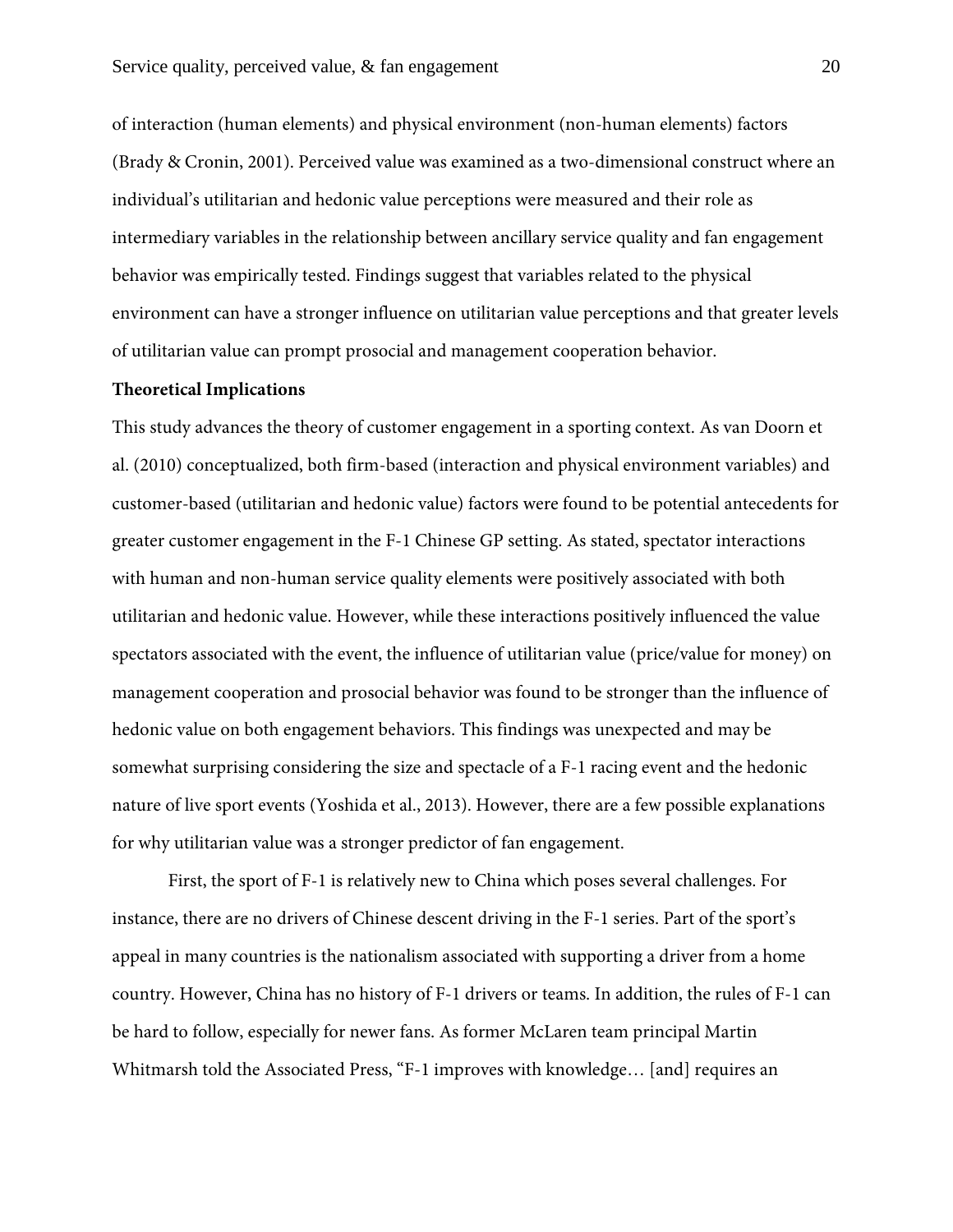of interaction (human elements) and physical environment (non-human elements) factors (Brady & Cronin, 2001). Perceived value was examined as a two-dimensional construct where an individual's utilitarian and hedonic value perceptions were measured and their role as intermediary variables in the relationship between ancillary service quality and fan engagement behavior was empirically tested. Findings suggest that variables related to the physical environment can have a stronger influence on utilitarian value perceptions and that greater levels of utilitarian value can prompt prosocial and management cooperation behavior.

**Theoretical Implications**

This study advances the theory of customer engagement in a sporting context. As van Doorn et al. (2010) conceptualized, both firm-based (interaction and physical environment variables) and customer-based (utilitarian and hedonic value) factors were found to be potential antecedents for greater customer engagement in the F-1 Chinese GP setting. As stated, spectator interactions with human and non-human service quality elements were positively associated with both utilitarian and hedonic value. However, while these interactions positively influenced the value spectators associated with the event, the influence of utilitarian value (price/value for money) on management cooperation and prosocial behavior was found to be stronger than the influence of hedonic value on both engagement behaviors. This findings was unexpected and may be somewhat surprising considering the size and spectacle of a F-1 racing event and the hedonic nature of live sport events (Yoshida et al., 2013). However, there are a few possible explanations for why utilitarian value was a stronger predictor of fan engagement.

First, the sport of F-1 is relatively new to China which poses several challenges. For instance, there are no drivers of Chinese descent driving in the F-1 series. Part of the sport's appeal in many countries is the nationalism associated with supporting a driver from a home country. However, China has no history of F-1 drivers or teams. In addition, the rules of F-1 can be hard to follow, especially for newer fans. As former McLaren team principal Martin Whitmarsh told the Associated Press, "F-1 improves with knowledge… [and] requires an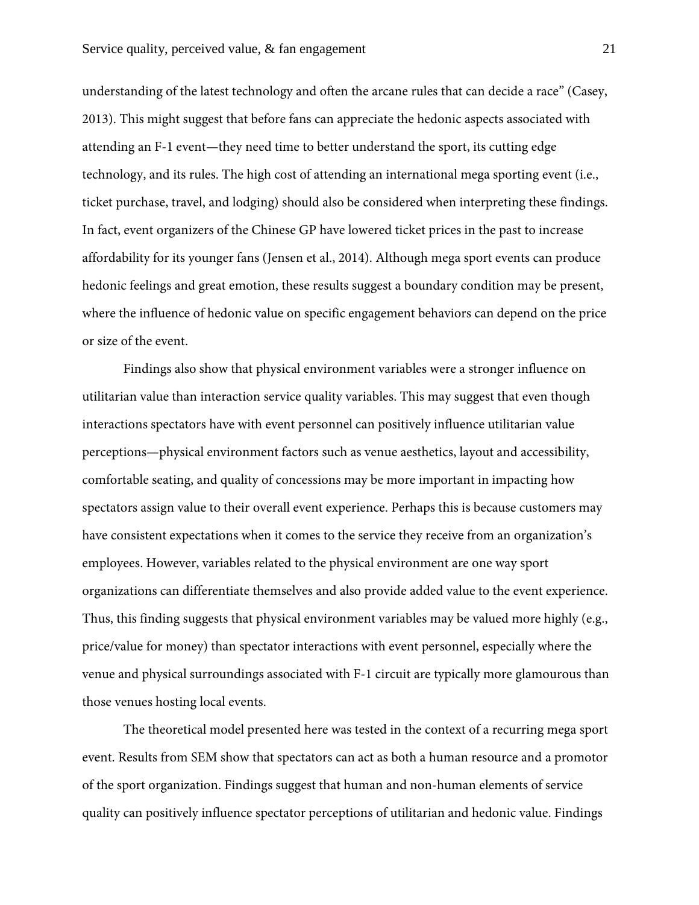understanding of the latest technology and often the arcane rules that can decide a race" (Casey, 2013). This might suggest that before fans can appreciate the hedonic aspects associated with attending an F-1 event—they need time to better understand the sport, its cutting edge technology, and its rules. The high cost of attending an international mega sporting event (i.e., ticket purchase, travel, and lodging) should also be considered when interpreting these findings. In fact, event organizers of the Chinese GP have lowered ticket prices in the past to increase affordability for its younger fans (Jensen et al., 2014). Although mega sport events can produce hedonic feelings and great emotion, these results suggest a boundary condition may be present, where the influence of hedonic value on specific engagement behaviors can depend on the price or size of the event.

Findings also show that physical environment variables were a stronger influence on utilitarian value than interaction service quality variables. This may suggest that even though interactions spectators have with event personnel can positively influence utilitarian value perceptions—physical environment factors such as venue aesthetics, layout and accessibility, comfortable seating, and quality of concessions may be more important in impacting how spectators assign value to their overall event experience. Perhaps this is because customers may have consistent expectations when it comes to the service they receive from an organization's employees. However, variables related to the physical environment are one way sport organizations can differentiate themselves and also provide added value to the event experience. Thus, this finding suggests that physical environment variables may be valued more highly (e.g., price/value for money) than spectator interactions with event personnel, especially where the venue and physical surroundings associated with F-1 circuit are typically more glamourous than those venues hosting local events.

The theoretical model presented here was tested in the context of a recurring mega sport event. Results from SEM show that spectators can act as both a human resource and a promotor of the sport organization. Findings suggest that human and non-human elements of service quality can positively influence spectator perceptions of utilitarian and hedonic value. Findings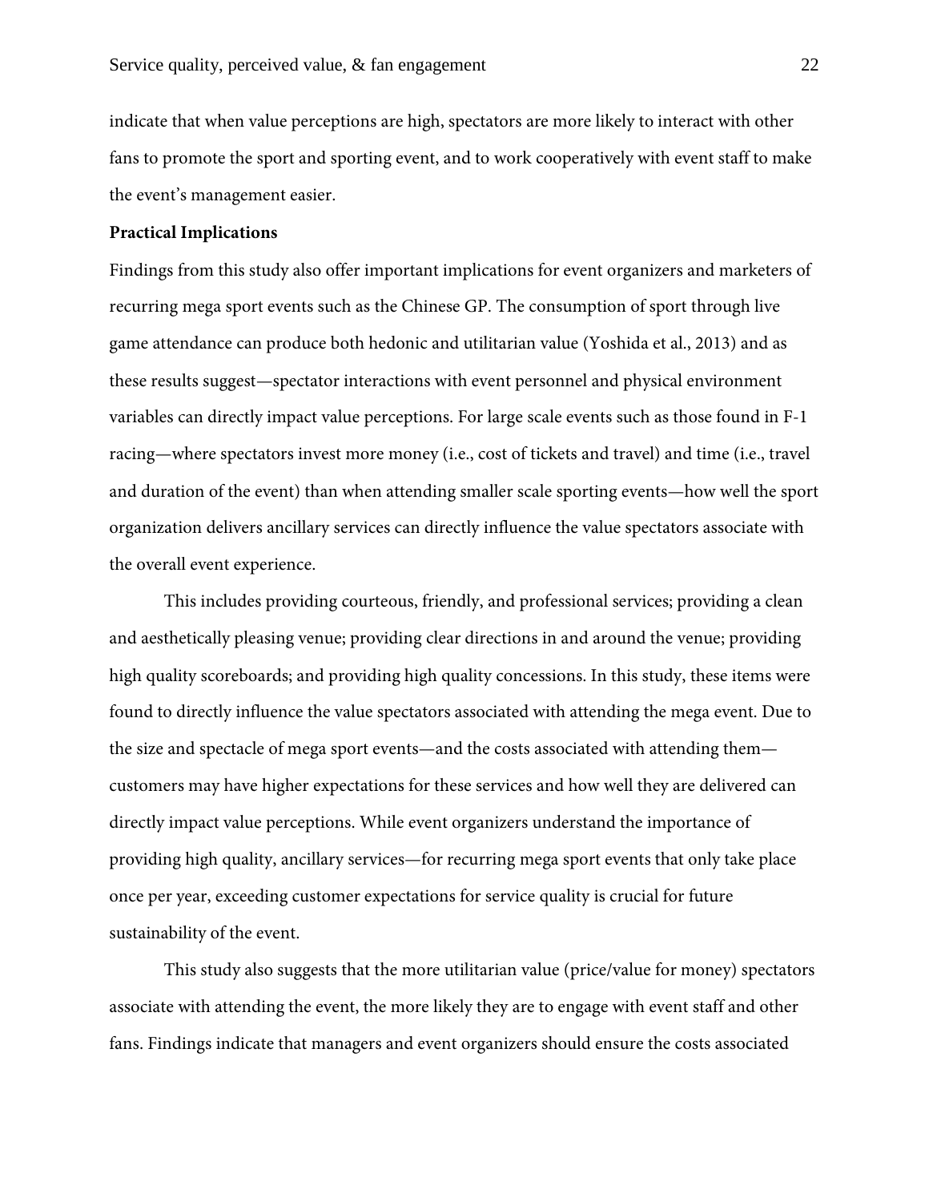indicate that when value perceptions are high, spectators are more likely to interact with other fans to promote the sport and sporting event, and to work cooperatively with event staff to make the event's management easier.

**Practical Implications**

Findings from this study also offer important implications for event organizers and marketers of recurring mega sport events such as the Chinese GP. The consumption of sport through live game attendance can produce both hedonic and utilitarian value (Yoshida et al., 2013) and as these results suggest—spectator interactions with event personnel and physical environment variables can directly impact value perceptions. For large scale events such as those found in F-1 racing—where spectators invest more money (i.e., cost of tickets and travel) and time (i.e., travel and duration of the event) than when attending smaller scale sporting events—how well the sport organization delivers ancillary services can directly influence the value spectators associate with the overall event experience.

This includes providing courteous, friendly, and professional services; providing a clean and aesthetically pleasing venue; providing clear directions in and around the venue; providing high quality scoreboards; and providing high quality concessions. In this study, these items were found to directly influence the value spectators associated with attending the mega event. Due to the size and spectacle of mega sport events—and the costs associated with attending them—customers may have higher expectations for these services and how well they are delivered can directly impact value perceptions. While event organizers understand the importance of providing high quality, ancillary services—for recurring mega sport events that only take place once per year, exceeding customer expectations for service quality is crucial for future sustainability of the event.

This study also suggests that the more utilitarian value (price/value for money) spectators associate with attending the event, the more likely they are to engage with event staff and other fans. Findings indicate that managers and event organizers should ensure the costs associated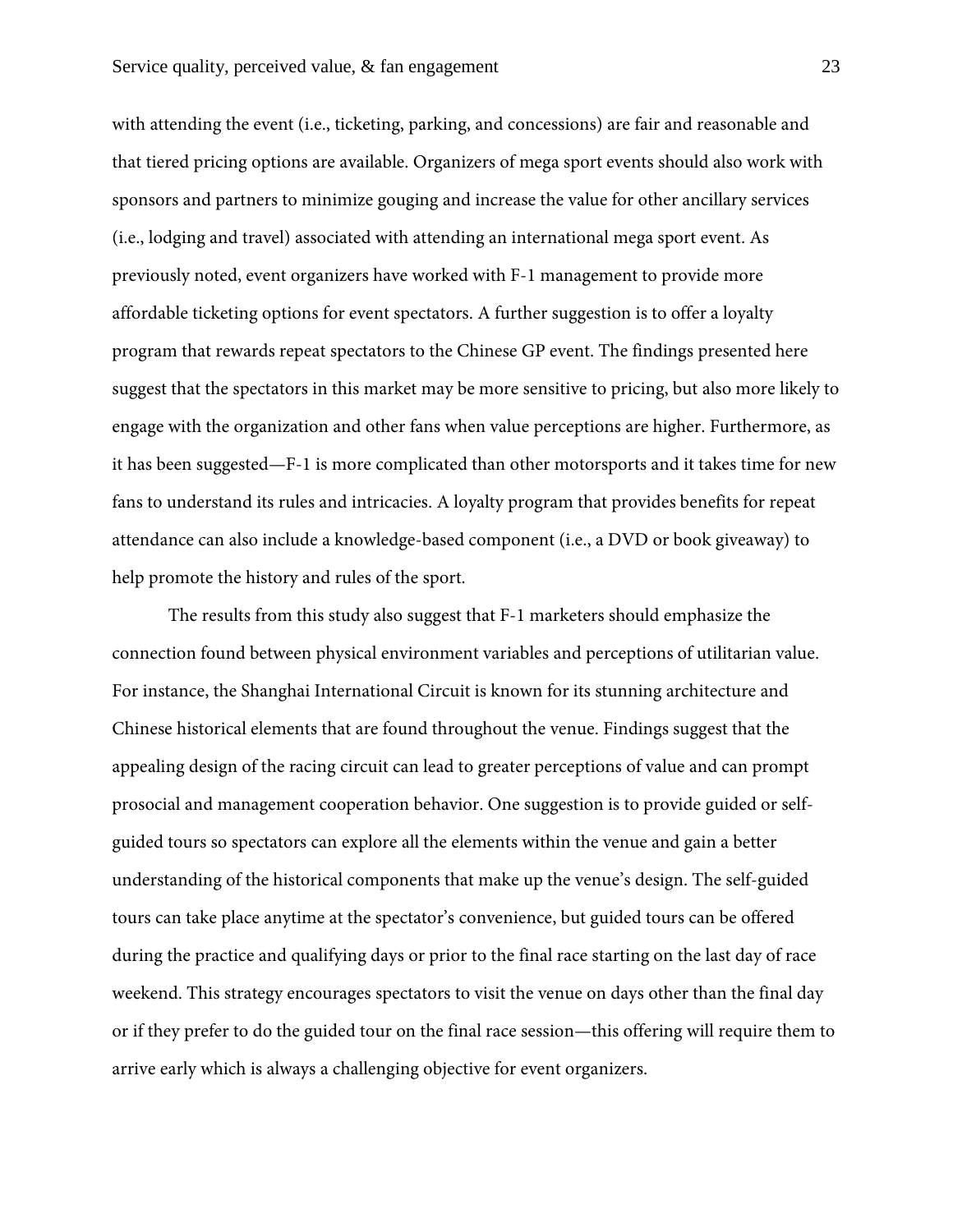with attending the event (i.e., ticketing, parking, and concessions) are fair and reasonable and that tiered pricing options are available. Organizers of mega sport events should also work with sponsors and partners to minimize gouging and increase the value for other ancillary services (i.e., lodging and travel) associated with attending an international mega sport event. As previously noted, event organizers have worked with F-1 management to provide more affordable ticketing options for event spectators. A further suggestion is to offer a loyalty program that rewards repeat spectators to the Chinese GP event. The findings presented here suggest that the spectators in this market may be more sensitive to pricing, but also more likely to engage with the organization and other fans when value perceptions are higher. Furthermore, as it has been suggested—F-1 is more complicated than other motorsports and it takes time for new fans to understand its rules and intricacies. A loyalty program that provides benefits for repeat attendance can also include a knowledge-based component (i.e., a DVD or book giveaway) to help promote the history and rules of the sport.

The results from this study also suggest that F-1 marketers should emphasize the connection found between physical environment variables and perceptions of utilitarian value. For instance, the Shanghai International Circuit is known for its stunning architecture and Chinese historical elements that are found throughout the venue. Findings suggest that the appealing design of the racing circuit can lead to greater perceptions of value and can prompt prosocial and management cooperation behavior. One suggestion is to provide guided or self-guided tours so spectators can explore all the elements within the venue and gain a better understanding of the historical components that make up the venue's design. The self-guided tours can take place anytime at the spectator's convenience, but guided tours can be offered during the practice and qualifying days or prior to the final race starting on the last day of race weekend. This strategy encourages spectators to visit the venue on days other than the final day or if they prefer to do the guided tour on the final race session—this offering will require them to arrive early which is always a challenging objective for event organizers.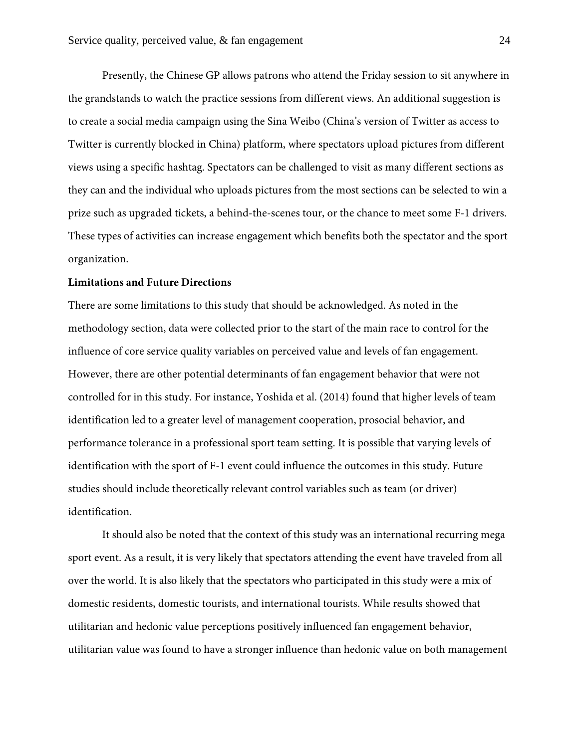Presently, the Chinese GP allows patrons who attend the Friday session to sit anywhere in the grandstands to watch the practice sessions from different views. An additional suggestion is to create a social media campaign using the Sina Weibo (China's version of Twitter as access to Twitter is currently blocked in China) platform, where spectators upload pictures from different views using a specific hashtag. Spectators can be challenged to visit as many different sections as they can and the individual who uploads pictures from the most sections can be selected to win a prize such as upgraded tickets, a behind-the-scenes tour, or the chance to meet some F-1 drivers. These types of activities can increase engagement which benefits both the spectator and the sport organization.

**Limitations and Future Directions**

There are some limitations to this study that should be acknowledged. As noted in the methodology section, data were collected prior to the start of the main race to control for the influence of core service quality variables on perceived value and levels of fan engagement. However, there are other potential determinants of fan engagement behavior that were not controlled for in this study. For instance, Yoshida et al. (2014) found that higher levels of team identification led to a greater level of management cooperation, prosocial behavior, and performance tolerance in a professional sport team setting. It is possible that varying levels of identification with the sport of F-1 event could influence the outcomes in this study. Future studies should include theoretically relevant control variables such as team (or driver) identification.

It should also be noted that the context of this study was an international recurring mega sport event. As a result, it is very likely that spectators attending the event have traveled from all over the world. It is also likely that the spectators who participated in this study were a mix of domestic residents, domestic tourists, and international tourists. While results showed that utilitarian and hedonic value perceptions positively influenced fan engagement behavior, utilitarian value was found to have a stronger influence than hedonic value on both management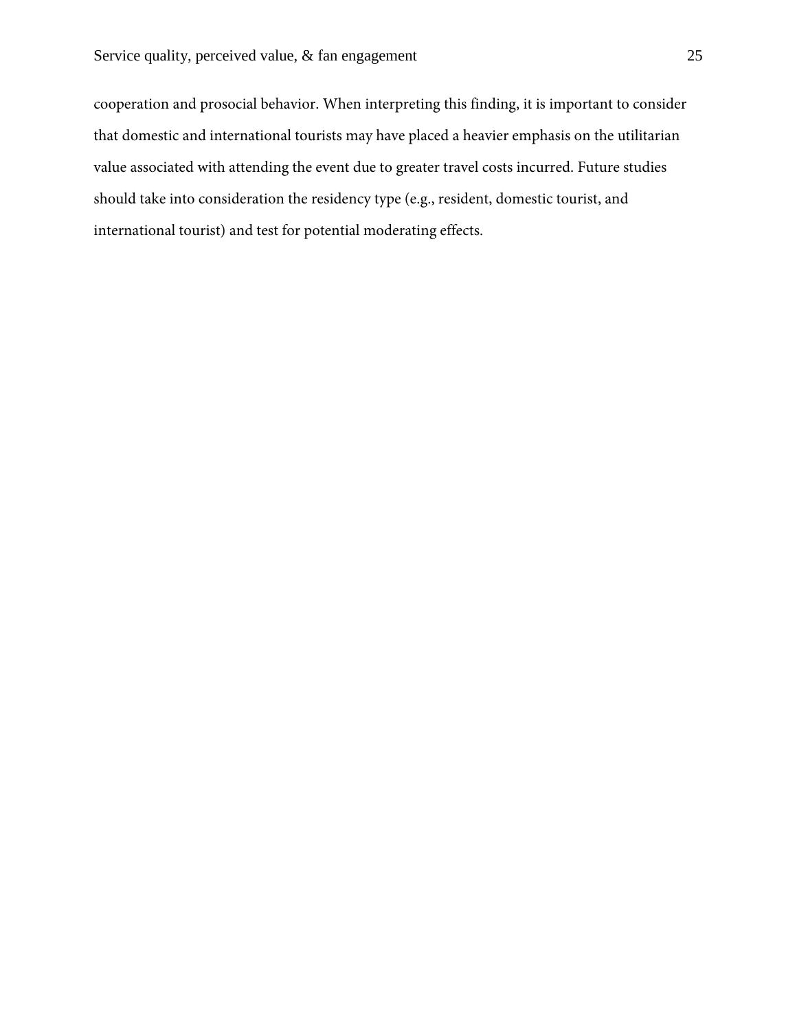cooperation and prosocial behavior. When interpreting this finding, it is important to consider that domestic and international tourists may have placed a heavier emphasis on the utilitarian value associated with attending the event due to greater travel costs incurred. Future studies should take into consideration the residency type (e.g., resident, domestic tourist, and international tourist) and test for potential moderating effects.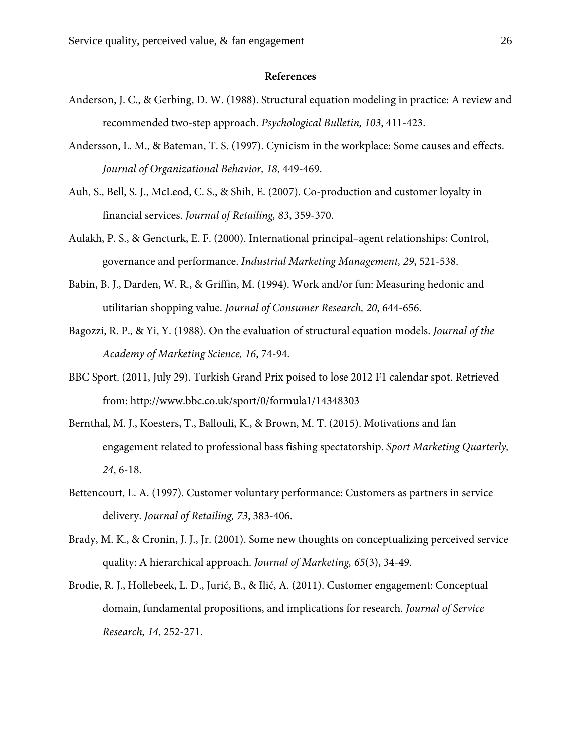## References

Anderson, J. C., & Gerbing, D. W. (1988). Structural equation modeling in practice: A review and recommended two-step approach. *Psychological Bulletin, 103*, 411-423.

Andersson, L. M., & Bateman, T. S. (1997). Cynicism in the workplace: Some causes and effects. *Journal of Organizational Behavior, 18*, 449-469.

Auh, S., Bell, S. J., McLeod, C. S., & Shih, E. (2007). Co-production and customer loyalty in financial services. *Journal of Retailing, 83*, 359-370.

Aulakh, P. S., & Gencturk, E. F. (2000). International principal–agent relationships: Control, governance and performance. *Industrial Marketing Management, 29*, 521-538.

Babin, B. J., Darden, W. R., & Griffin, M. (1994). Work and/or fun: Measuring hedonic and utilitarian shopping value. *Journal of Consumer Research, 20*, 644-656.

Bagozzi, R. P., & Yi, Y. (1988). On the evaluation of structural equation models. *Journal of the Academy of Marketing Science, 16*, 74-94.

BBC Sport. (2011, July 29). Turkish Grand Prix poised to lose 2012 F1 calendar spot. Retrieved from: http://www.bbc.co.uk/sport/0/formula1/14348303

Bernthal, M. J., Koesters, T., Ballouli, K., & Brown, M. T. (2015). Motivations and fan engagement related to professional bass fishing spectatorship. *Sport Marketing Quarterly, 24*, 6-18.

Bettencourt, L. A. (1997). Customer voluntary performance: Customers as partners in service delivery. *Journal of Retailing, 73*, 383-406.

Brady, M. K., & Cronin, J. J., Jr. (2001). Some new thoughts on conceptualizing perceived service quality: A hierarchical approach. *Journal of Marketing, 65*(3), 34-49.

Brodie, R. J., Hollebeek, L. D., Jurić, B., & Ilić, A. (2011). Customer engagement: Conceptual domain, fundamental propositions, and implications for research. *Journal of Service Research, 14*, 252-271.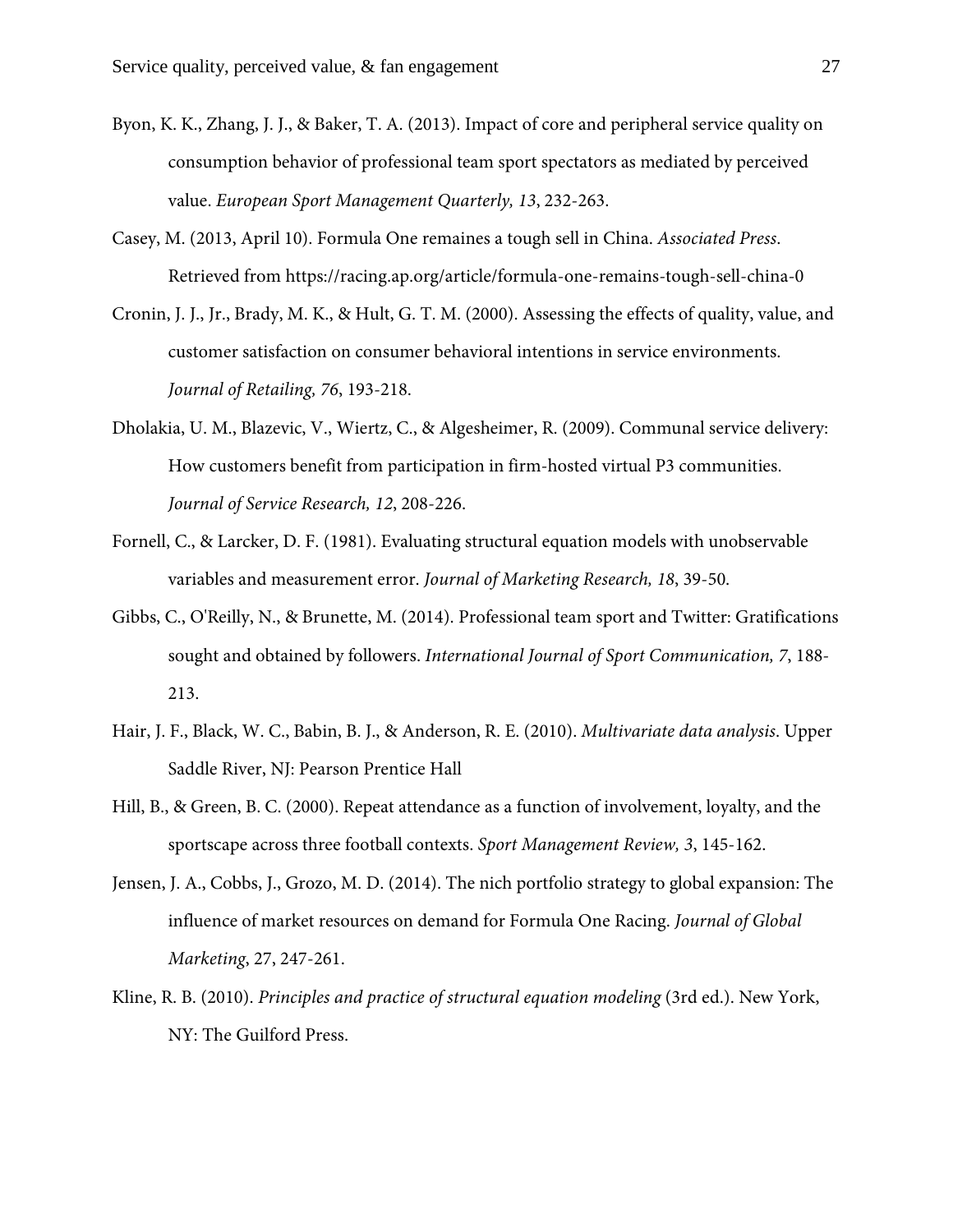Byon, K. K., Zhang, J. J., & Baker, T. A. (2013). Impact of core and peripheral service quality on consumption behavior of professional team sport spectators as mediated by perceived value. *European Sport Management Quarterly, 13*, 232-263.

Casey, M. (2013, April 10). Formula One remaines a tough sell in China. *Associated Press*. Retrieved from https://racing.ap.org/article/formula-one-remains-tough-sell-china-0

Cronin, J. J., Jr., Brady, M. K., & Hult, G. T. M. (2000). Assessing the effects of quality, value, and customer satisfaction on consumer behavioral intentions in service environments. *Journal of Retailing, 76*, 193-218.

Dholakia, U. M., Blazevic, V., Wiertz, C., & Algesheimer, R. (2009). Communal service delivery: How customers benefit from participation in firm-hosted virtual P3 communities. *Journal of Service Research, 12*, 208-226.

Fornell, C., & Larcker, D. F. (1981). Evaluating structural equation models with unobservable variables and measurement error. *Journal of Marketing Research, 18*, 39-50.

Gibbs, C., O'Reilly, N., & Brunette, M. (2014). Professional team sport and Twitter: Gratifications sought and obtained by followers. *International Journal of Sport Communication, 7*, 188-213.

Hair, J. F., Black, W. C., Babin, B. J., & Anderson, R. E. (2010). *Multivariate data analysis*. Upper Saddle River, NJ: Pearson Prentice Hall

Hill, B., & Green, B. C. (2000). Repeat attendance as a function of involvement, loyalty, and the sportscape across three football contexts. *Sport Management Review, 3*, 145-162.

Jensen, J. A., Cobbs, J., Grozo, M. D. (2014). The nich portfolio strategy to global expansion: The influence of market resources on demand for Formula One Racing. *Journal of Global Marketing*, 27, 247-261.

Kline, R. B. (2010). *Principles and practice of structural equation modeling* (3rd ed.). New York, NY: The Guilford Press.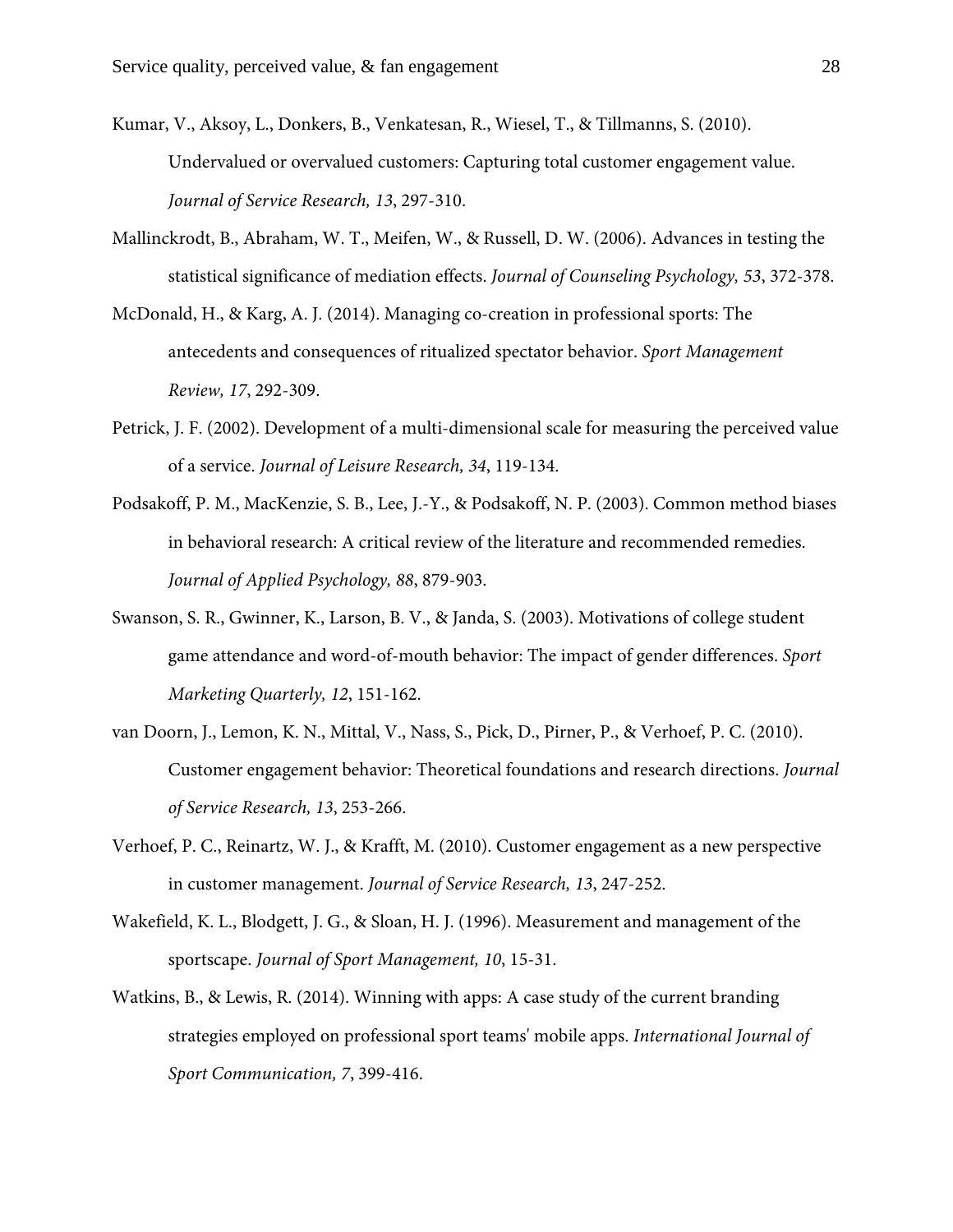Kumar, V., Aksoy, L., Donkers, B., Venkatesan, R., Wiesel, T., & Tillmanns, S. (2010). Undervalued or overvalued customers: Capturing total customer engagement value. *Journal of Service Research, 13*, 297-310.

Mallinckrodt, B., Abraham, W. T., Meifen, W., & Russell, D. W. (2006). Advances in testing the statistical significance of mediation effects. *Journal of Counseling Psychology, 53*, 372-378.

McDonald, H., & Karg, A. J. (2014). Managing co-creation in professional sports: The antecedents and consequences of ritualized spectator behavior. *Sport Management Review, 17*, 292-309.

Petrick, J. F. (2002). Development of a multi-dimensional scale for measuring the perceived value of a service. *Journal of Leisure Research, 34*, 119-134.

Podsakoff, P. M., MacKenzie, S. B., Lee, J.-Y., & Podsakoff, N. P. (2003). Common method biases in behavioral research: A critical review of the literature and recommended remedies. *Journal of Applied Psychology, 88*, 879-903.

Swanson, S. R., Gwinner, K., Larson, B. V., & Janda, S. (2003). Motivations of college student game attendance and word-of-mouth behavior: The impact of gender differences. *Sport Marketing Quarterly, 12*, 151-162.

van Doorn, J., Lemon, K. N., Mittal, V., Nass, S., Pick, D., Pirner, P., & Verhoef, P. C. (2010). Customer engagement behavior: Theoretical foundations and research directions. *Journal of Service Research, 13*, 253-266.

Verhoef, P. C., Reinartz, W. J., & Krafft, M. (2010). Customer engagement as a new perspective in customer management. *Journal of Service Research, 13*, 247-252.

Wakefield, K. L., Blodgett, J. G., & Sloan, H. J. (1996). Measurement and management of the sportscape. *Journal of Sport Management, 10*, 15-31.

Watkins, B., & Lewis, R. (2014). Winning with apps: A case study of the current branding strategies employed on professional sport teams' mobile apps. *International Journal of Sport Communication, 7*, 399-416.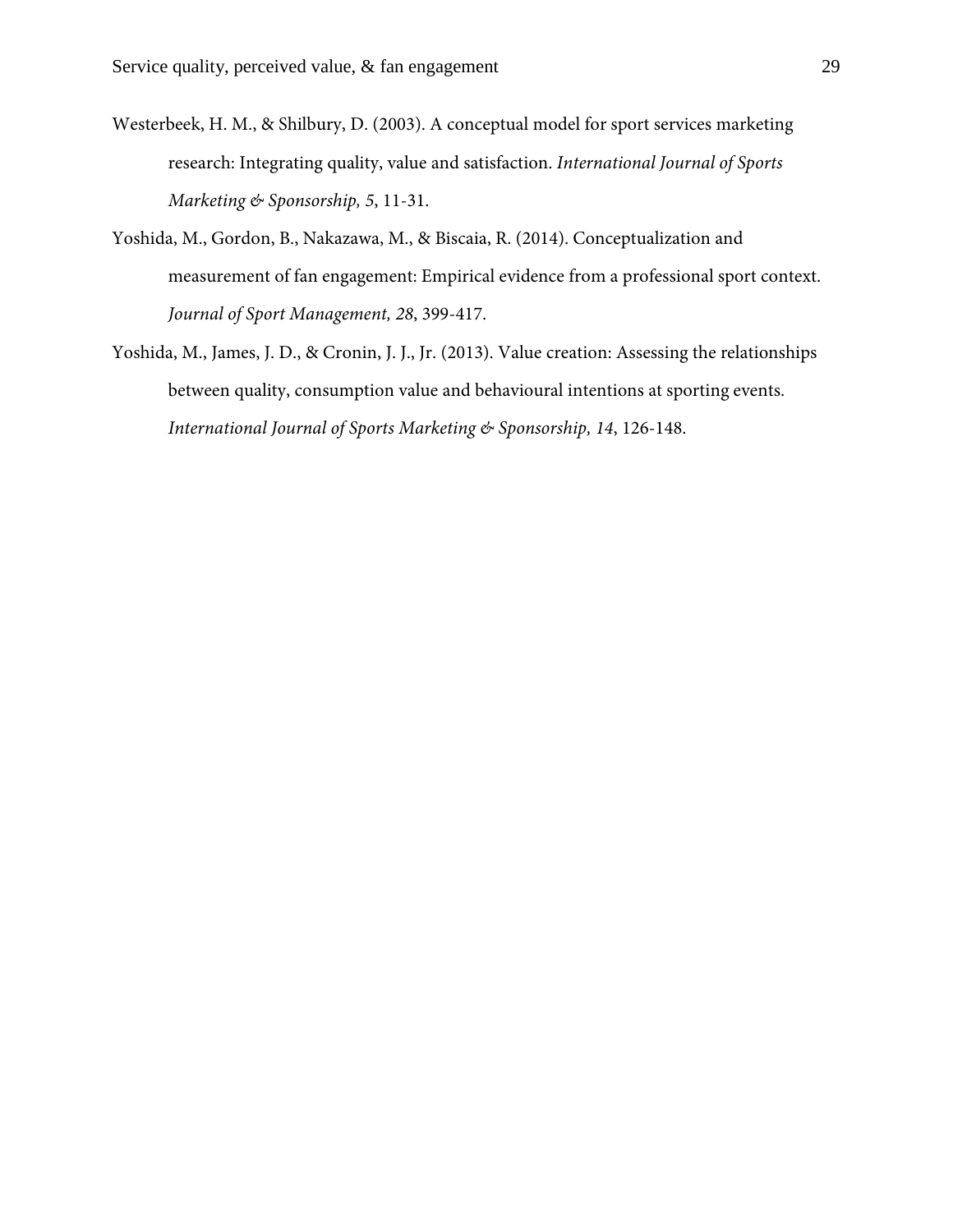Westerbeek, H. M., & Shilbury, D. (2003). A conceptual model for sport services marketing research: Integrating quality, value and satisfaction. *International Journal of Sports Marketing & Sponsorship, 5*, 11-31.

Yoshida, M., Gordon, B., Nakazawa, M., & Biscaia, R. (2014). Conceptualization and measurement of fan engagement: Empirical evidence from a professional sport context. *Journal of Sport Management, 28*, 399-417.

Yoshida, M., James, J. D., & Cronin, J. J., Jr. (2013). Value creation: Assessing the relationships between quality, consumption value and behavioural intentions at sporting events. *International Journal of Sports Marketing & Sponsorship, 14*, 126-148.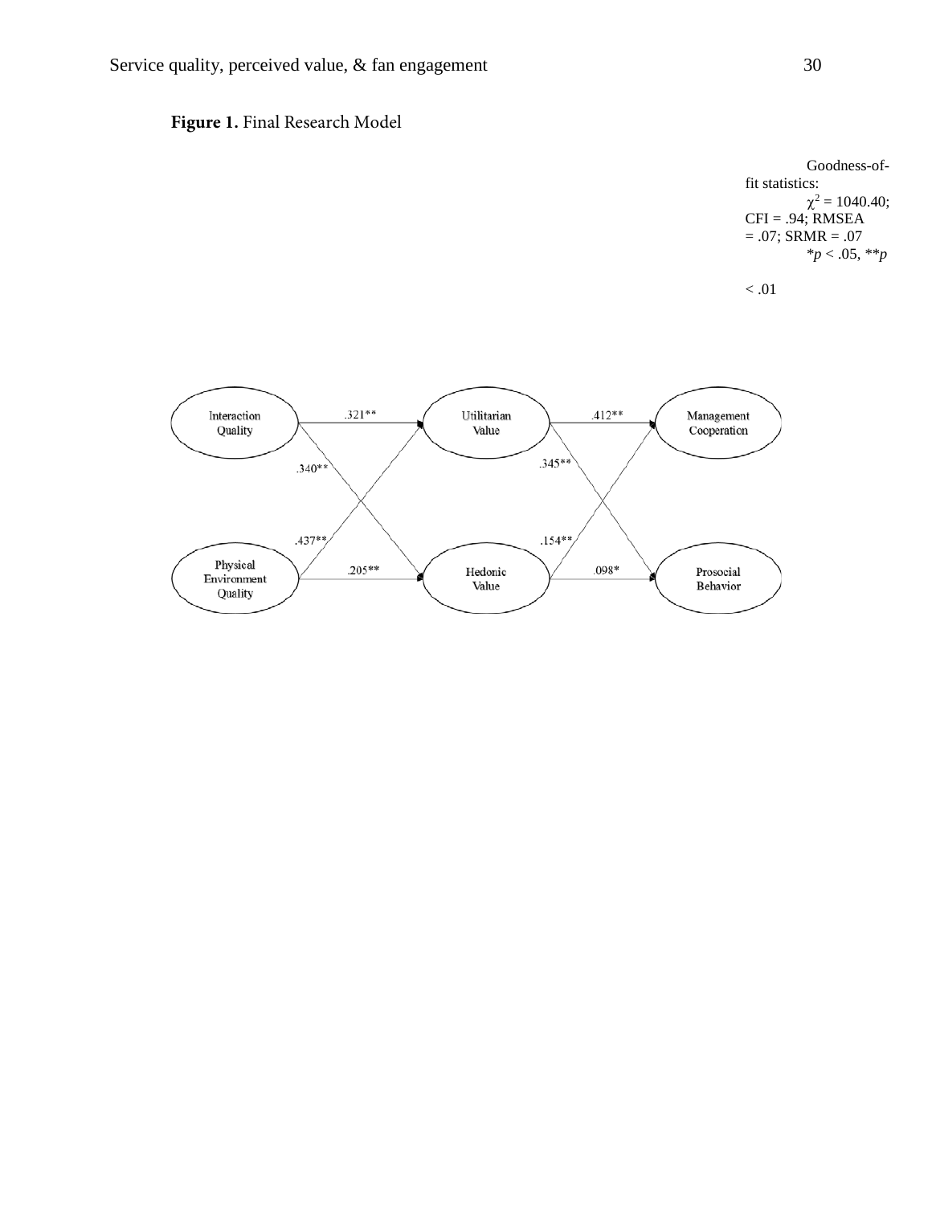**Figure 1.** Final Research Model

Goodness-of-fit statistics:
$\chi^2 = 1040.40$; CFI = .94; RMSEA = .07; SRMR = .07
*$p < .05$, **$p < .01$

Interaction Quality

Utilitarian Value

Management Cooperation

Physical Environment Quality

Hedonic Value

Prosocial Behavior

.321**

.340**

.437**

.205**

.412**

.345**

.154**

.098*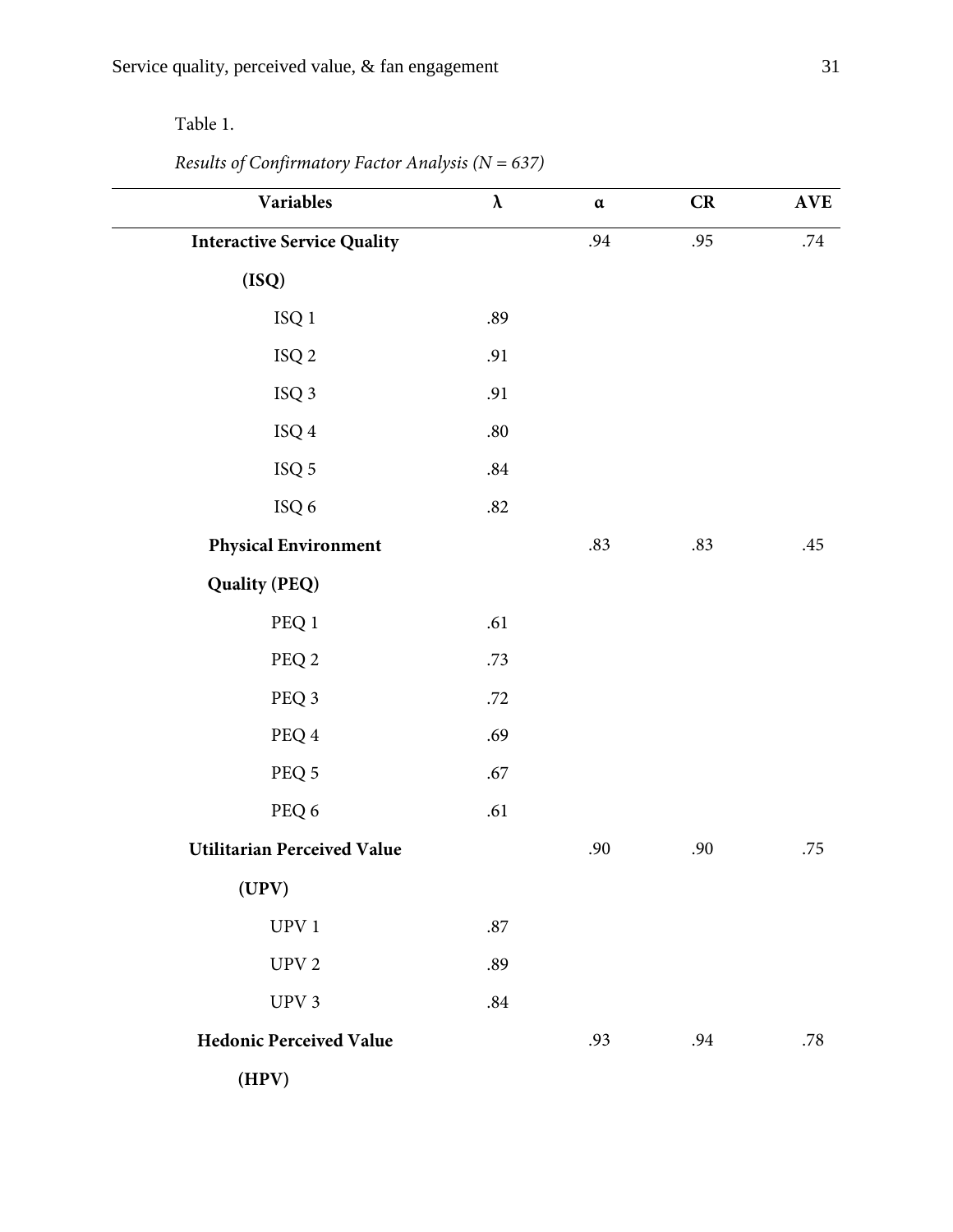Table 1.

*Results of Confirmatory Factor Analysis (N = 637)*

| Variables | λ | α | CR | AVE |
|---|---|---|---|---|
| **Interactive Service Quality (ISQ)** | | .94 | .95 | .74 |
| ISQ 1 | .89 | | | |
| ISQ 2 | .91 | | | |
| ISQ 3 | .91 | | | |
| ISQ 4 | .80 | | | |
| ISQ 5 | .84 | | | |
| ISQ 6 | .82 | | | |
| **Physical Environment Quality (PEQ)** | | .83 | .83 | .45 |
| PEQ 1 | .61 | | | |
| PEQ 2 | .73 | | | |
| PEQ 3 | .72 | | | |
| PEQ 4 | .69 | | | |
| PEQ 5 | .67 | | | |
| PEQ 6 | .61 | | | |
| **Utilitarian Perceived Value (UPV)** | | .90 | .90 | .75 |
| UPV 1 | .87 | | | |
| UPV 2 | .89 | | | |
| UPV 3 | .84 | | | |
| **Hedonic Perceived Value (HPV)** | | .93 | .94 | .78 |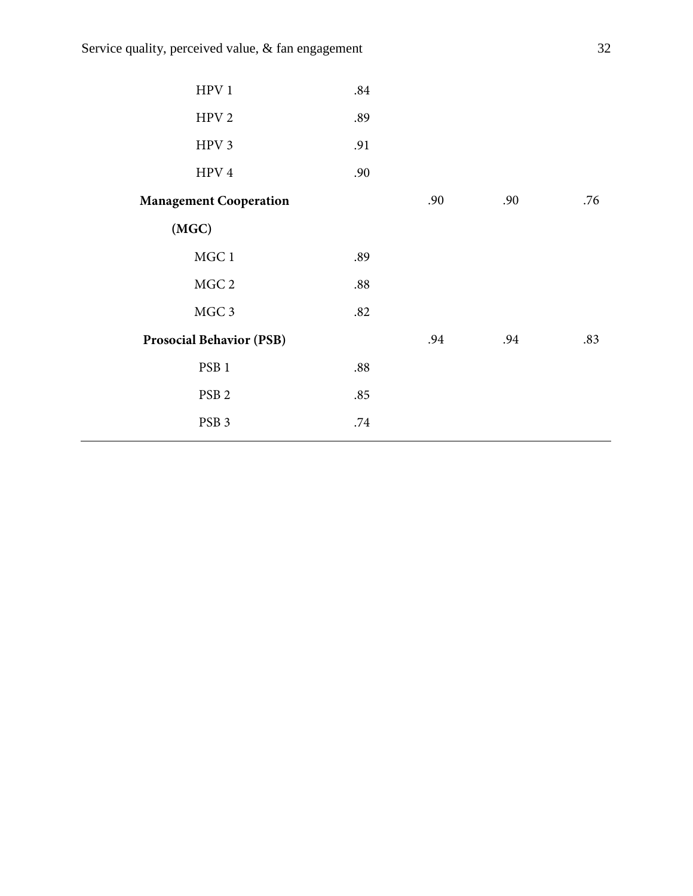| | | | | |
|---|---|---|---|---|
| HPV 1 | .84 | | | |
| HPV 2 | .89 | | | |
| HPV 3 | .91 | | | |
| HPV 4 | .90 | | | |
| **Management Cooperation (MGC)** | | .90 | .90 | .76 |
| MGC 1 | .89 | | | |
| MGC 2 | .88 | | | |
| MGC 3 | .82 | | | |
| **Prosocial Behavior (PSB)** | | .94 | .94 | .83 |
| PSB 1 | .88 | | | |
| PSB 2 | .85 | | | |
| PSB 3 | .74 | | | |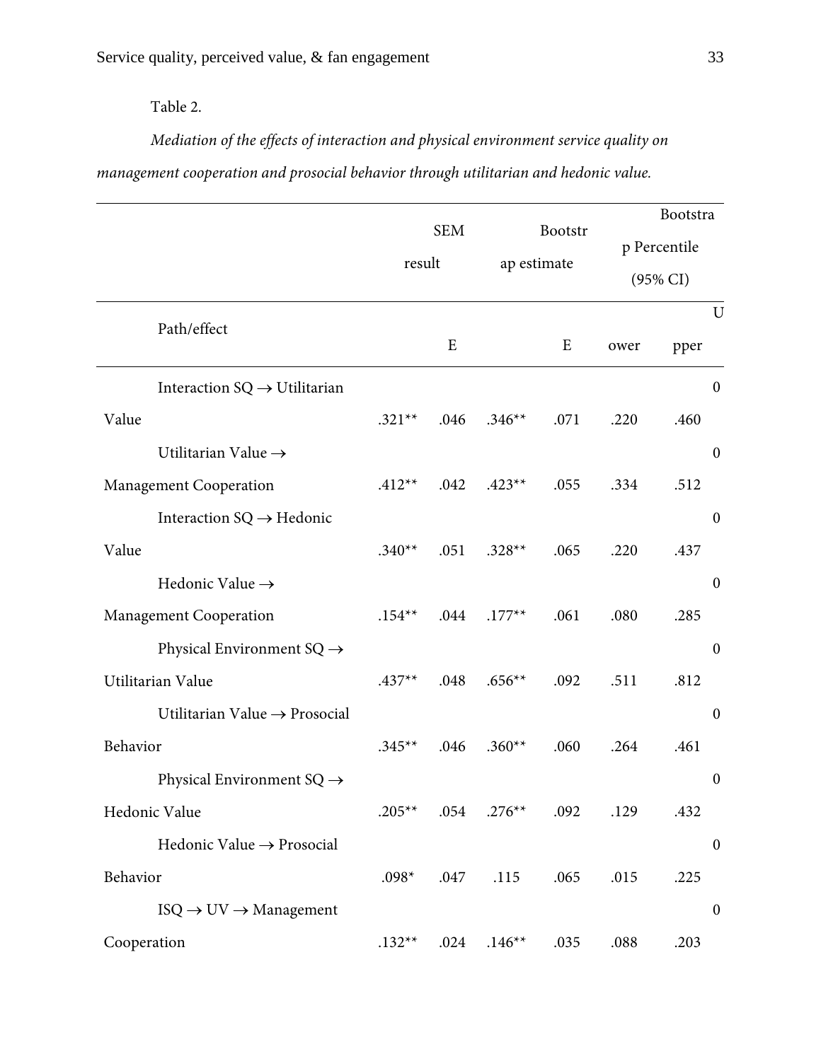Table 2.

*Mediation of the effects of interaction and physical environment service quality on management cooperation and prosocial behavior through utilitarian and hedonic value.*

| | SEM result | | Bootstrap estimate | | Bootstrap Percentile (95% CI) | | |
|---|---|---|---|---|---|---|---|
| Path/effect | | E | | E | ower | pper | U |
| Interaction SQ → Utilitarian Value | .321** | .046 | .346** | .071 | .220 | .460 | 0 |
| Utilitarian Value → Management Cooperation | .412** | .042 | .423** | .055 | .334 | .512 | 0 |
| Interaction SQ → Hedonic Value | .340** | .051 | .328** | .065 | .220 | .437 | 0 |
| Hedonic Value → Management Cooperation | .154** | .044 | .177** | .061 | .080 | .285 | 0 |
| Physical Environment SQ → Utilitarian Value | .437** | .048 | .656** | .092 | .511 | .812 | 0 |
| Utilitarian Value → Prosocial Behavior | .345** | .046 | .360** | .060 | .264 | .461 | 0 |
| Physical Environment SQ → Hedonic Value | .205** | .054 | .276** | .092 | .129 | .432 | 0 |
| Hedonic Value → Prosocial Behavior | .098* | .047 | .115 | .065 | .015 | .225 | 0 |
| ISQ → UV → Management Cooperation | .132** | .024 | .146** | .035 | .088 | .203 | 0 |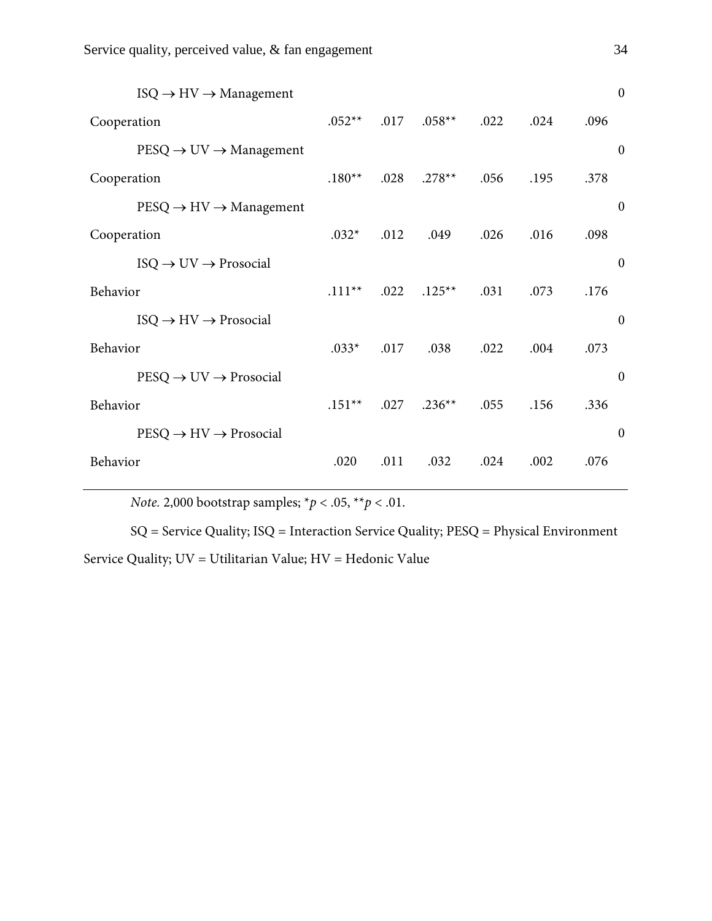| | | | | | | | |
|---|---|---|---|---|---|---|---|
| ISQ → HV → Management Cooperation | .052** | .017 | .058** | .022 | .024 | .096 | 0 |
| PESQ → UV → Management Cooperation | .180** | .028 | .278** | .056 | .195 | .378 | 0 |
| PESQ → HV → Management Cooperation | .032* | .012 | .049 | .026 | .016 | .098 | 0 |
| ISQ → UV → Prosocial Behavior | .111** | .022 | .125** | .031 | .073 | .176 | 0 |
| ISQ → HV → Prosocial Behavior | .033* | .017 | .038 | .022 | .004 | .073 | 0 |
| PESQ → UV → Prosocial Behavior | .151** | .027 | .236** | .055 | .156 | .336 | 0 |
| PESQ → HV → Prosocial Behavior | .020 | .011 | .032 | .024 | .002 | .076 | 0 |

*Note.* 2,000 bootstrap samples; \*$p < .05$, \*\*$p < .01$.

SQ = Service Quality; ISQ = Interaction Service Quality; PESQ = Physical Environment Service Quality; UV = Utilitarian Value; HV = Hedonic Value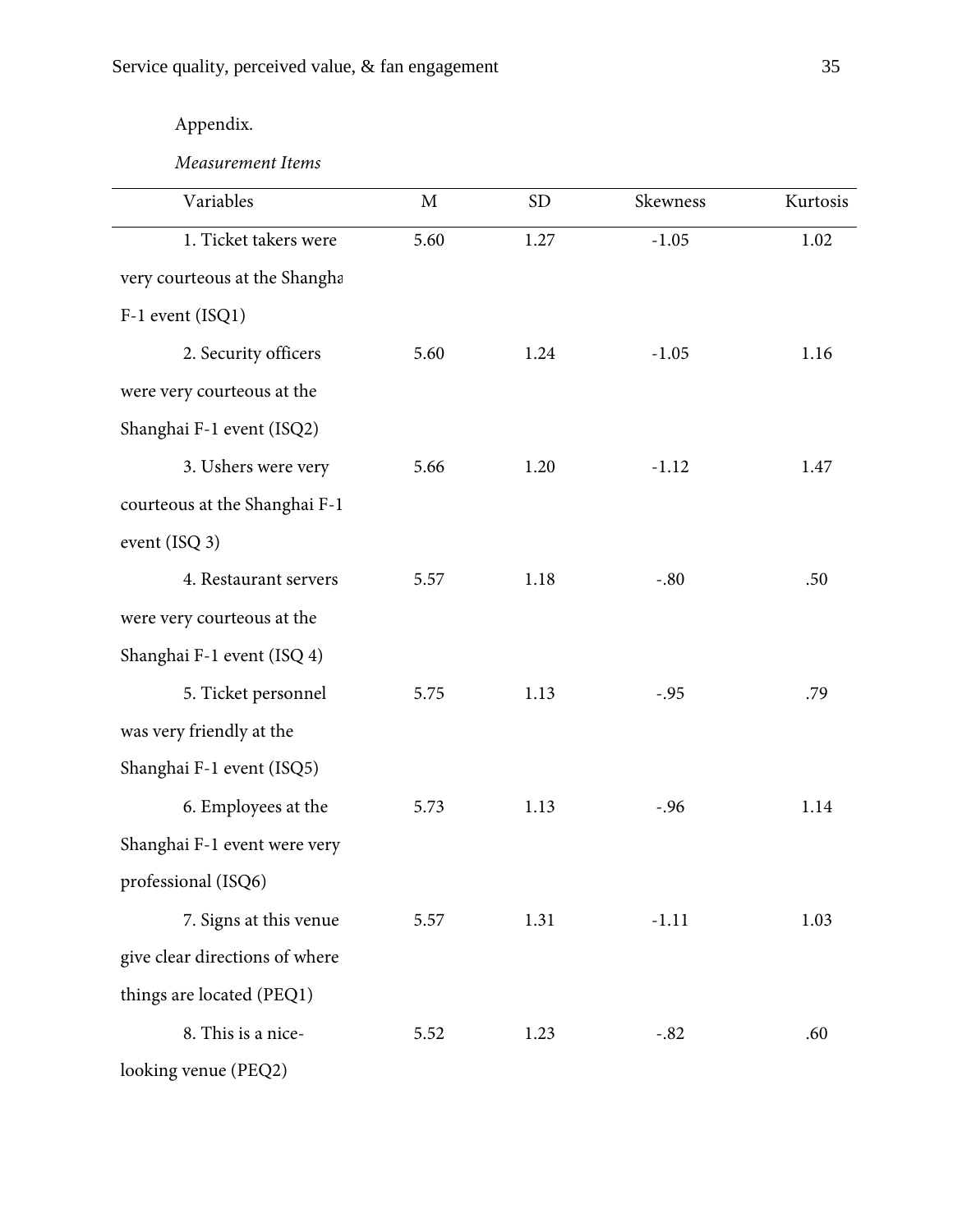Appendix.

*Measurement Items*

| Variables | M | SD | Skewness | Kurtosis |
|---|---|---|---|---|
| 1. Ticket takers were very courteous at the Shanghai F-1 event (ISQ1) | 5.60 | 1.27 | -1.05 | 1.02 |
| 2. Security officers were very courteous at the Shanghai F-1 event (ISQ2) | 5.60 | 1.24 | -1.05 | 1.16 |
| 3. Ushers were very courteous at the Shanghai F-1 event (ISQ 3) | 5.66 | 1.20 | -1.12 | 1.47 |
| 4. Restaurant servers were very courteous at the Shanghai F-1 event (ISQ 4) | 5.57 | 1.18 | -.80 | .50 |
| 5. Ticket personnel was very friendly at the Shanghai F-1 event (ISQ5) | 5.75 | 1.13 | -.95 | .79 |
| 6. Employees at the Shanghai F-1 event were very professional (ISQ6) | 5.73 | 1.13 | -.96 | 1.14 |
| 7. Signs at this venue give clear directions of where things are located (PEQ1) | 5.57 | 1.31 | -1.11 | 1.03 |
| 8. This is a nice-looking venue (PEQ2) | 5.52 | 1.23 | -.82 | .60 |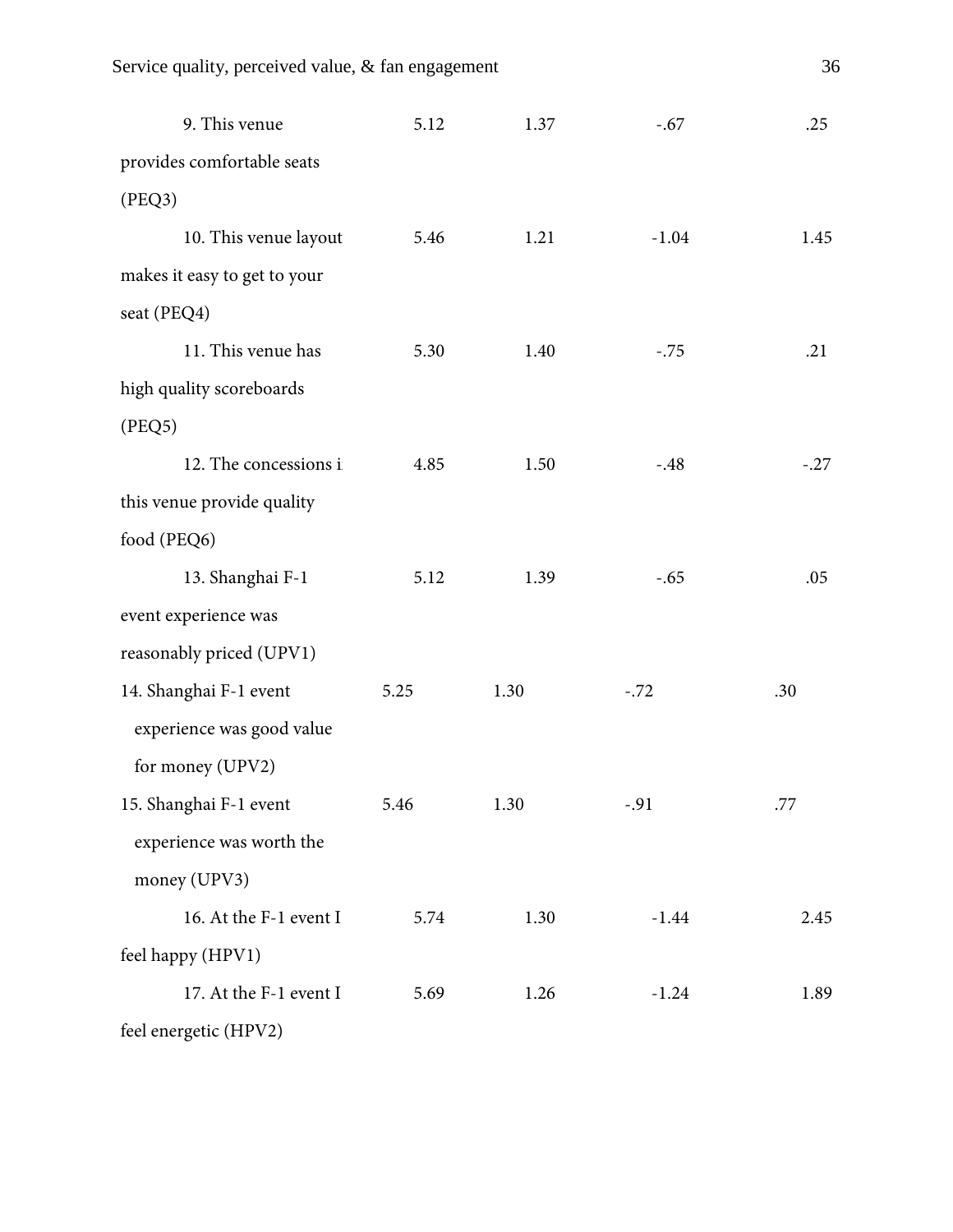| | | | | |
|---|---|---|---|---|
| 9. This venue provides comfortable seats (PEQ3) | 5.12 | 1.37 | -.67 | .25 |
| 10. This venue layout makes it easy to get to your seat (PEQ4) | 5.46 | 1.21 | -1.04 | 1.45 |
| 11. This venue has high quality scoreboards (PEQ5) | 5.30 | 1.40 | -.75 | .21 |
| 12. The concessions i this venue provide quality food (PEQ6) | 4.85 | 1.50 | -.48 | -.27 |
| 13. Shanghai F-1 event experience was reasonably priced (UPV1) | 5.12 | 1.39 | -.65 | .05 |
| 14. Shanghai F-1 event experience was good value for money (UPV2) | 5.25 | 1.30 | -.72 | .30 |
| 15. Shanghai F-1 event experience was worth the money (UPV3) | 5.46 | 1.30 | -.91 | .77 |
| 16. At the F-1 event I feel happy (HPV1) | 5.74 | 1.30 | -1.44 | 2.45 |
| 17. At the F-1 event I feel energetic (HPV2) | 5.69 | 1.26 | -1.24 | 1.89 |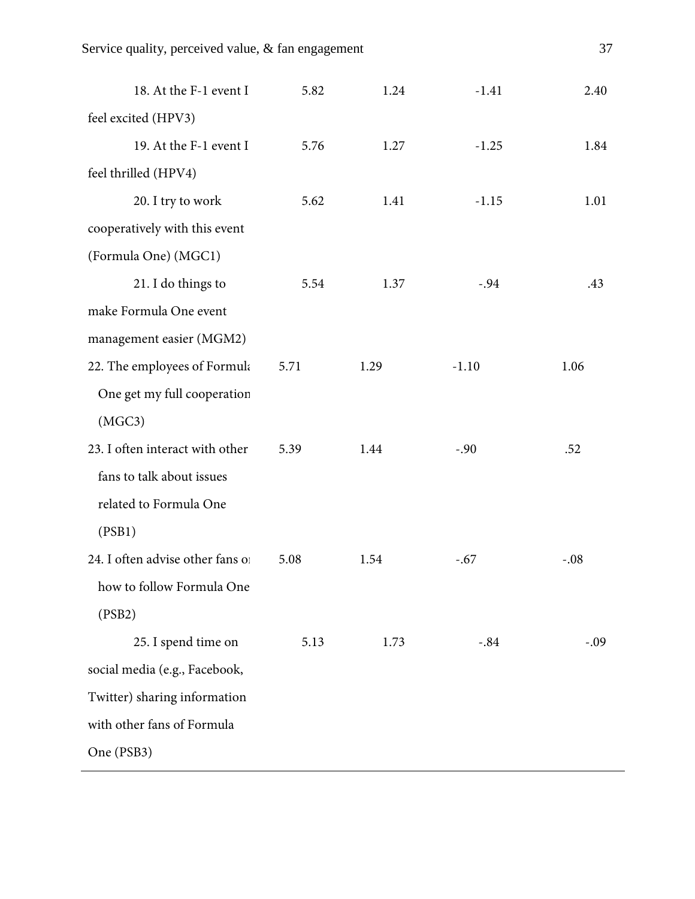| | | | | |
|---|---|---|---|---|
| 18. At the F-1 event I feel excited (HPV3) | 5.82 | 1.24 | -1.41 | 2.40 |
| 19. At the F-1 event I feel thrilled (HPV4) | 5.76 | 1.27 | -1.25 | 1.84 |
| 20. I try to work cooperatively with this event (Formula One) (MGC1) | 5.62 | 1.41 | -1.15 | 1.01 |
| 21. I do things to make Formula One event management easier (MGM2) | 5.54 | 1.37 | -.94 | .43 |
| 22. The employees of Formula One get my full cooperation (MGC3) | 5.71 | 1.29 | -1.10 | 1.06 |
| 23. I often interact with other fans to talk about issues related to Formula One (PSB1) | 5.39 | 1.44 | -.90 | .52 |
| 24. I often advise other fans on how to follow Formula One (PSB2) | 5.08 | 1.54 | -.67 | -.08 |
| 25. I spend time on social media (e.g., Facebook, Twitter) sharing information with other fans of Formula One (PSB3) | 5.13 | 1.73 | -.84 | -.09 |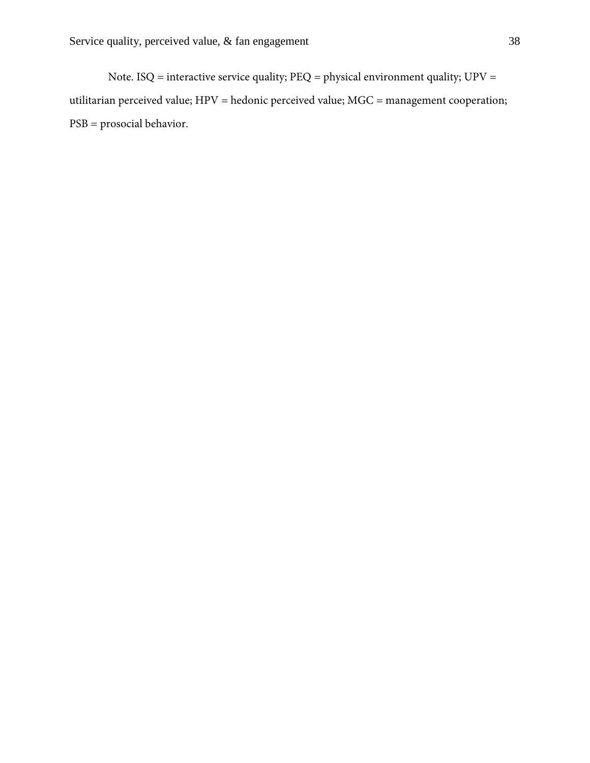Note. ISQ = interactive service quality; PEQ = physical environment quality; UPV = utilitarian perceived value; HPV = hedonic perceived value; MGC = management cooperation; PSB = prosocial behavior.